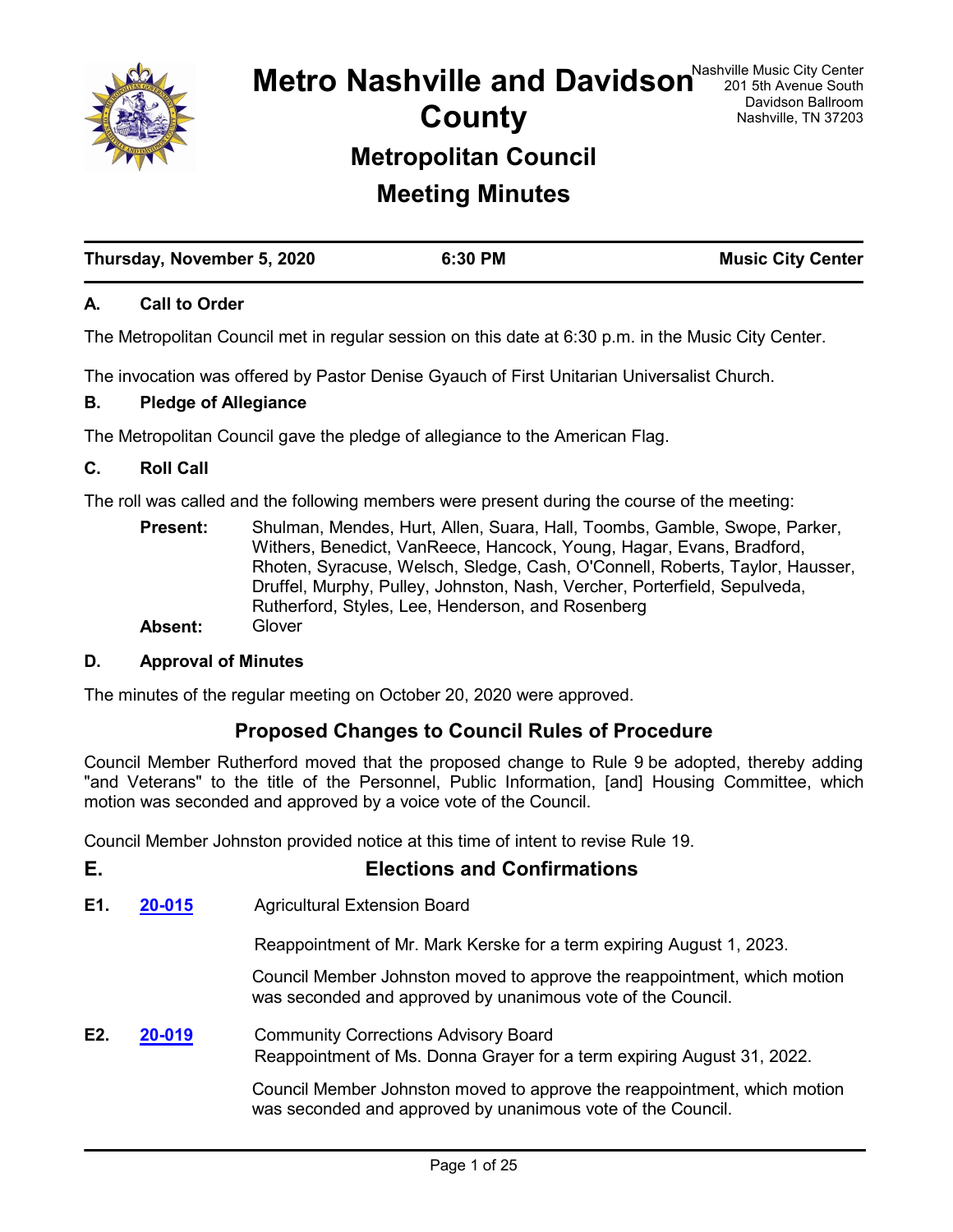# Metro Nashville and Davidson County

Nashville Music City Center
201 5th Avenue South
Davidson Ballroom
Nashville, TN 37203

## Metropolitan Council

## Meeting Minutes

**Thursday, November 5, 2020** | **6:30 PM** | **Music City Center**

### A. Call to Order

The Metropolitan Council met in regular session on this date at 6:30 p.m. in the Music City Center.

The invocation was offered by Pastor Denise Gyauch of First Unitarian Universalist Church.

### B. Pledge of Allegiance

The Metropolitan Council gave the pledge of allegiance to the American Flag.

### C. Roll Call

The roll was called and the following members were present during the course of the meeting:

**Present:** Shulman, Mendes, Hurt, Allen, Suara, Hall, Toombs, Gamble, Swope, Parker, Withers, Benedict, VanReece, Hancock, Young, Hagar, Evans, Bradford, Rhoten, Syracuse, Welsch, Sledge, Cash, O'Connell, Roberts, Taylor, Hausser, Druffel, Murphy, Pulley, Johnston, Nash, Vercher, Porterfield, Sepulveda, Rutherford, Styles, Lee, Henderson, and Rosenberg

**Absent:** Glover

### D. Approval of Minutes

The minutes of the regular meeting on October 20, 2020 were approved.

## Proposed Changes to Council Rules of Procedure

Council Member Rutherford moved that the proposed change to Rule 9 be adopted, thereby adding "and Veterans" to the title of the Personnel, Public Information, [and] Housing Committee, which motion was seconded and approved by a voice vote of the Council.

Council Member Johnston provided notice at this time of intent to revise Rule 19.

## E. Elections and Confirmations

**E1. 20-015** Agricultural Extension Board

Reappointment of Mr. Mark Kerske for a term expiring August 1, 2023.

Council Member Johnston moved to approve the reappointment, which motion was seconded and approved by unanimous vote of the Council.

**E2. 20-019** Community Corrections Advisory Board

Reappointment of Ms. Donna Grayer for a term expiring August 31, 2022.

Council Member Johnston moved to approve the reappointment, which motion was seconded and approved by unanimous vote of the Council.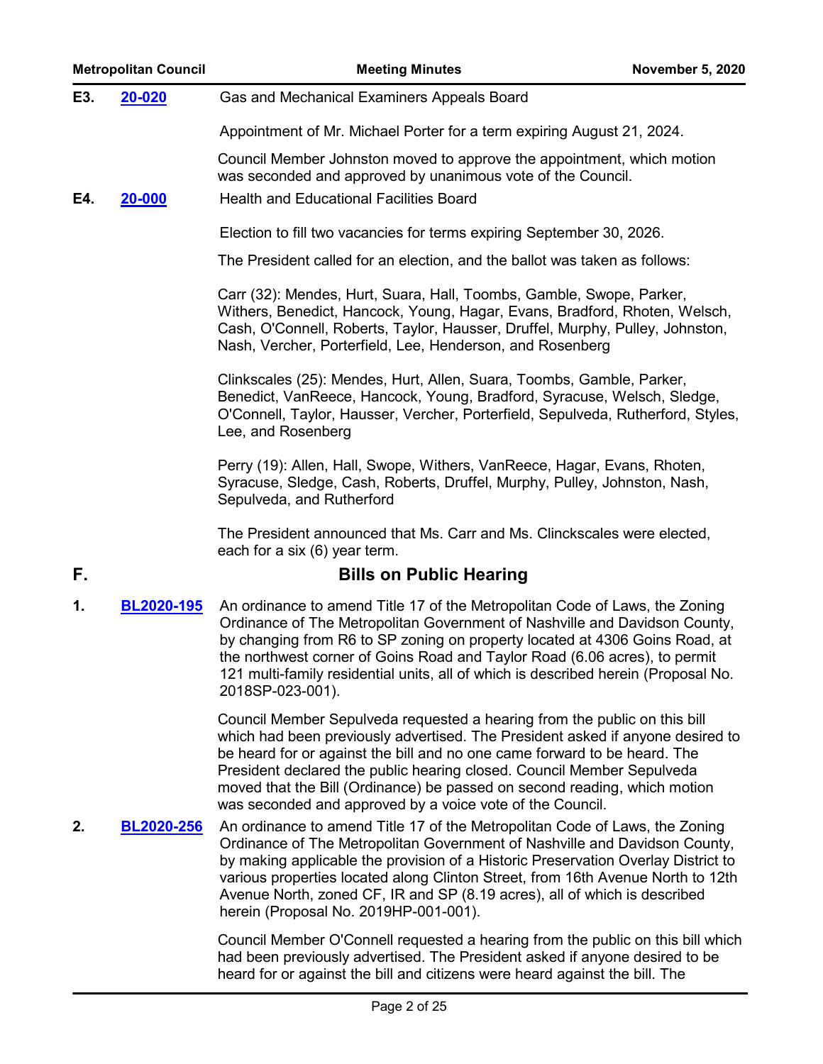**E3.** **20-020** Gas and Mechanical Examiners Appeals Board

Appointment of Mr. Michael Porter for a term expiring August 21, 2024.

Council Member Johnston moved to approve the appointment, which motion was seconded and approved by unanimous vote of the Council.

**E4.** **20-000** Health and Educational Facilities Board

Election to fill two vacancies for terms expiring September 30, 2026.

The President called for an election, and the ballot was taken as follows:

Carr (32): Mendes, Hurt, Suara, Hall, Toombs, Gamble, Swope, Parker, Withers, Benedict, Hancock, Young, Hagar, Evans, Bradford, Rhoten, Welsch, Cash, O'Connell, Roberts, Taylor, Hausser, Druffel, Murphy, Pulley, Johnston, Nash, Vercher, Porterfield, Lee, Henderson, and Rosenberg

Clinkscales (25): Mendes, Hurt, Allen, Suara, Toombs, Gamble, Parker, Benedict, VanReece, Hancock, Young, Bradford, Syracuse, Welsch, Sledge, O'Connell, Taylor, Hausser, Vercher, Porterfield, Sepulveda, Rutherford, Styles, Lee, and Rosenberg

Perry (19): Allen, Hall, Swope, Withers, VanReece, Hagar, Evans, Rhoten, Syracuse, Sledge, Cash, Roberts, Druffel, Murphy, Pulley, Johnston, Nash, Sepulveda, and Rutherford

The President announced that Ms. Carr and Ms. Clinckscales were elected, each for a six (6) year term.

## F. Bills on Public Hearing

**1.** **BL2020-195** An ordinance to amend Title 17 of the Metropolitan Code of Laws, the Zoning Ordinance of The Metropolitan Government of Nashville and Davidson County, by changing from R6 to SP zoning on property located at 4306 Goins Road, at the northwest corner of Goins Road and Taylor Road (6.06 acres), to permit 121 multi-family residential units, all of which is described herein (Proposal No. 2018SP-023-001).

Council Member Sepulveda requested a hearing from the public on this bill which had been previously advertised. The President asked if anyone desired to be heard for or against the bill and no one came forward to be heard. The President declared the public hearing closed. Council Member Sepulveda moved that the Bill (Ordinance) be passed on second reading, which motion was seconded and approved by a voice vote of the Council.

**2.** **BL2020-256** An ordinance to amend Title 17 of the Metropolitan Code of Laws, the Zoning Ordinance of The Metropolitan Government of Nashville and Davidson County, by making applicable the provision of a Historic Preservation Overlay District to various properties located along Clinton Street, from 16th Avenue North to 12th Avenue North, zoned CF, IR and SP (8.19 acres), all of which is described herein (Proposal No. 2019HP-001-001).

Council Member O'Connell requested a hearing from the public on this bill which had been previously advertised. The President asked if anyone desired to be heard for or against the bill and citizens were heard against the bill. The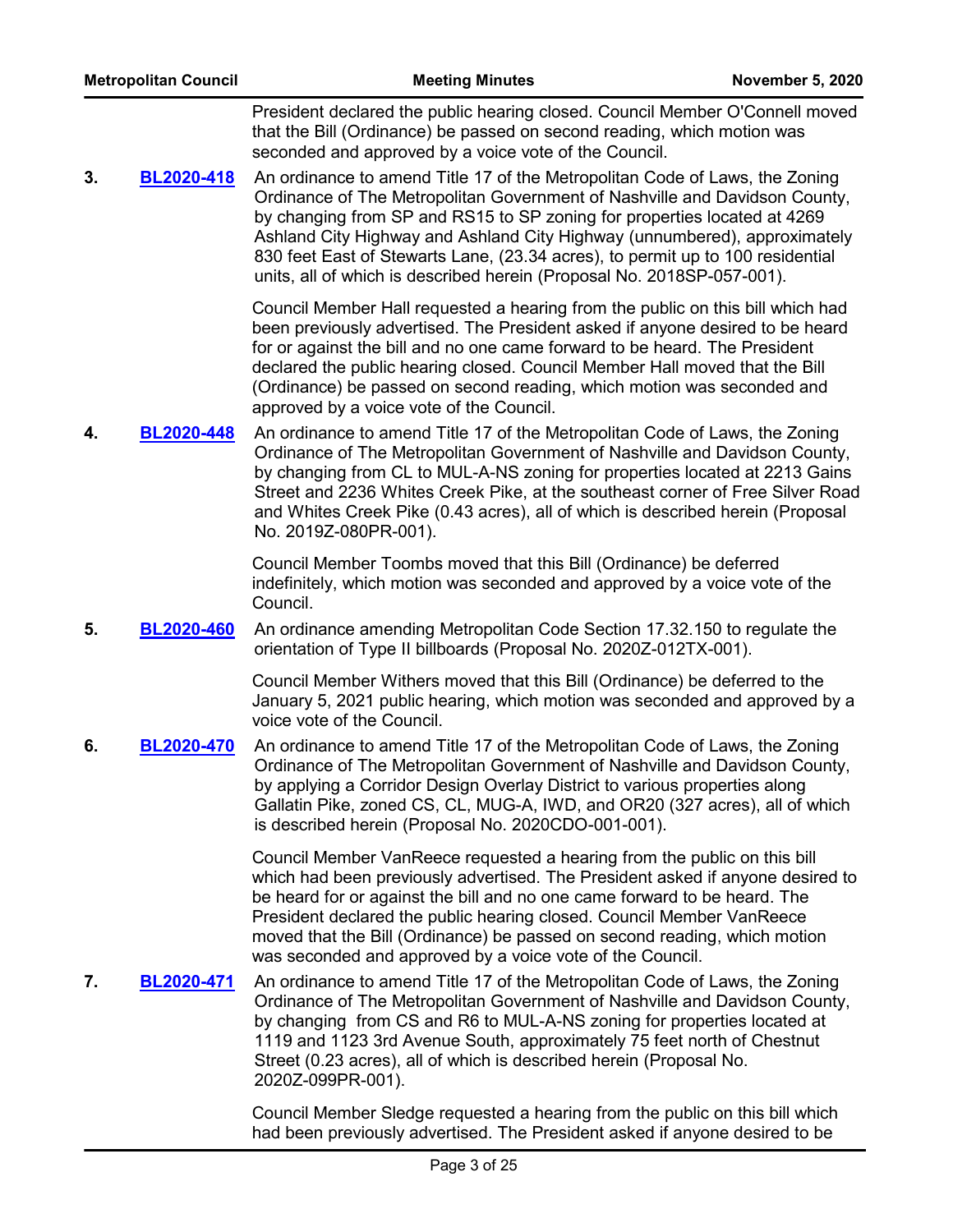President declared the public hearing closed. Council Member O'Connell moved that the Bill (Ordinance) be passed on second reading, which motion was seconded and approved by a voice vote of the Council.

**3. BL2020-418** An ordinance to amend Title 17 of the Metropolitan Code of Laws, the Zoning Ordinance of The Metropolitan Government of Nashville and Davidson County, by changing from SP and RS15 to SP zoning for properties located at 4269 Ashland City Highway and Ashland City Highway (unnumbered), approximately 830 feet East of Stewarts Lane, (23.34 acres), to permit up to 100 residential units, all of which is described herein (Proposal No. 2018SP-057-001).

Council Member Hall requested a hearing from the public on this bill which had been previously advertised. The President asked if anyone desired to be heard for or against the bill and no one came forward to be heard. The President declared the public hearing closed. Council Member Hall moved that the Bill (Ordinance) be passed on second reading, which motion was seconded and approved by a voice vote of the Council.

**4. BL2020-448** An ordinance to amend Title 17 of the Metropolitan Code of Laws, the Zoning Ordinance of The Metropolitan Government of Nashville and Davidson County, by changing from CL to MUL-A-NS zoning for properties located at 2213 Gains Street and 2236 Whites Creek Pike, at the southeast corner of Free Silver Road and Whites Creek Pike (0.43 acres), all of which is described herein (Proposal No. 2019Z-080PR-001).

Council Member Toombs moved that this Bill (Ordinance) be deferred indefinitely, which motion was seconded and approved by a voice vote of the Council.

**5. BL2020-460** An ordinance amending Metropolitan Code Section 17.32.150 to regulate the orientation of Type II billboards (Proposal No. 2020Z-012TX-001).

Council Member Withers moved that this Bill (Ordinance) be deferred to the January 5, 2021 public hearing, which motion was seconded and approved by a voice vote of the Council.

**6. BL2020-470** An ordinance to amend Title 17 of the Metropolitan Code of Laws, the Zoning Ordinance of The Metropolitan Government of Nashville and Davidson County, by applying a Corridor Design Overlay District to various properties along Gallatin Pike, zoned CS, CL, MUG-A, IWD, and OR20 (327 acres), all of which is described herein (Proposal No. 2020CDO-001-001).

Council Member VanReece requested a hearing from the public on this bill which had been previously advertised. The President asked if anyone desired to be heard for or against the bill and no one came forward to be heard. The President declared the public hearing closed. Council Member VanReece moved that the Bill (Ordinance) be passed on second reading, which motion was seconded and approved by a voice vote of the Council.

**7. BL2020-471** An ordinance to amend Title 17 of the Metropolitan Code of Laws, the Zoning Ordinance of The Metropolitan Government of Nashville and Davidson County, by changing from CS and R6 to MUL-A-NS zoning for properties located at 1119 and 1123 3rd Avenue South, approximately 75 feet north of Chestnut Street (0.23 acres), all of which is described herein (Proposal No. 2020Z-099PR-001).

Council Member Sledge requested a hearing from the public on this bill which had been previously advertised. The President asked if anyone desired to be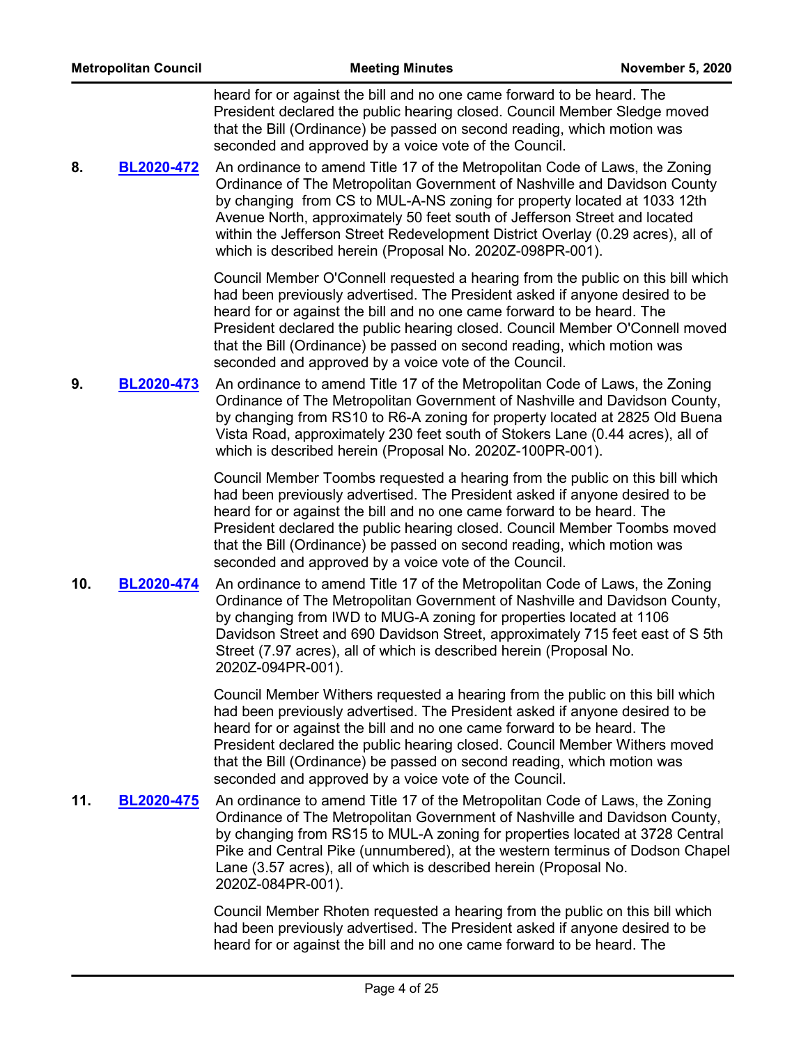heard for or against the bill and no one came forward to be heard. The President declared the public hearing closed. Council Member Sledge moved that the Bill (Ordinance) be passed on second reading, which motion was seconded and approved by a voice vote of the Council.

**8. BL2020-472** An ordinance to amend Title 17 of the Metropolitan Code of Laws, the Zoning Ordinance of The Metropolitan Government of Nashville and Davidson County by changing from CS to MUL-A-NS zoning for property located at 1033 12th Avenue North, approximately 50 feet south of Jefferson Street and located within the Jefferson Street Redevelopment District Overlay (0.29 acres), all of which is described herein (Proposal No. 2020Z-098PR-001).

Council Member O'Connell requested a hearing from the public on this bill which had been previously advertised. The President asked if anyone desired to be heard for or against the bill and no one came forward to be heard. The President declared the public hearing closed. Council Member O'Connell moved that the Bill (Ordinance) be passed on second reading, which motion was seconded and approved by a voice vote of the Council.

**9. BL2020-473** An ordinance to amend Title 17 of the Metropolitan Code of Laws, the Zoning Ordinance of The Metropolitan Government of Nashville and Davidson County, by changing from RS10 to R6-A zoning for property located at 2825 Old Buena Vista Road, approximately 230 feet south of Stokers Lane (0.44 acres), all of which is described herein (Proposal No. 2020Z-100PR-001).

Council Member Toombs requested a hearing from the public on this bill which had been previously advertised. The President asked if anyone desired to be heard for or against the bill and no one came forward to be heard. The President declared the public hearing closed. Council Member Toombs moved that the Bill (Ordinance) be passed on second reading, which motion was seconded and approved by a voice vote of the Council.

**10. BL2020-474** An ordinance to amend Title 17 of the Metropolitan Code of Laws, the Zoning Ordinance of The Metropolitan Government of Nashville and Davidson County, by changing from IWD to MUG-A zoning for properties located at 1106 Davidson Street and 690 Davidson Street, approximately 715 feet east of S 5th Street (7.97 acres), all of which is described herein (Proposal No. 2020Z-094PR-001).

Council Member Withers requested a hearing from the public on this bill which had been previously advertised. The President asked if anyone desired to be heard for or against the bill and no one came forward to be heard. The President declared the public hearing closed. Council Member Withers moved that the Bill (Ordinance) be passed on second reading, which motion was seconded and approved by a voice vote of the Council.

**11. BL2020-475** An ordinance to amend Title 17 of the Metropolitan Code of Laws, the Zoning Ordinance of The Metropolitan Government of Nashville and Davidson County, by changing from RS15 to MUL-A zoning for properties located at 3728 Central Pike and Central Pike (unnumbered), at the western terminus of Dodson Chapel Lane (3.57 acres), all of which is described herein (Proposal No. 2020Z-084PR-001).

Council Member Rhoten requested a hearing from the public on this bill which had been previously advertised. The President asked if anyone desired to be heard for or against the bill and no one came forward to be heard. The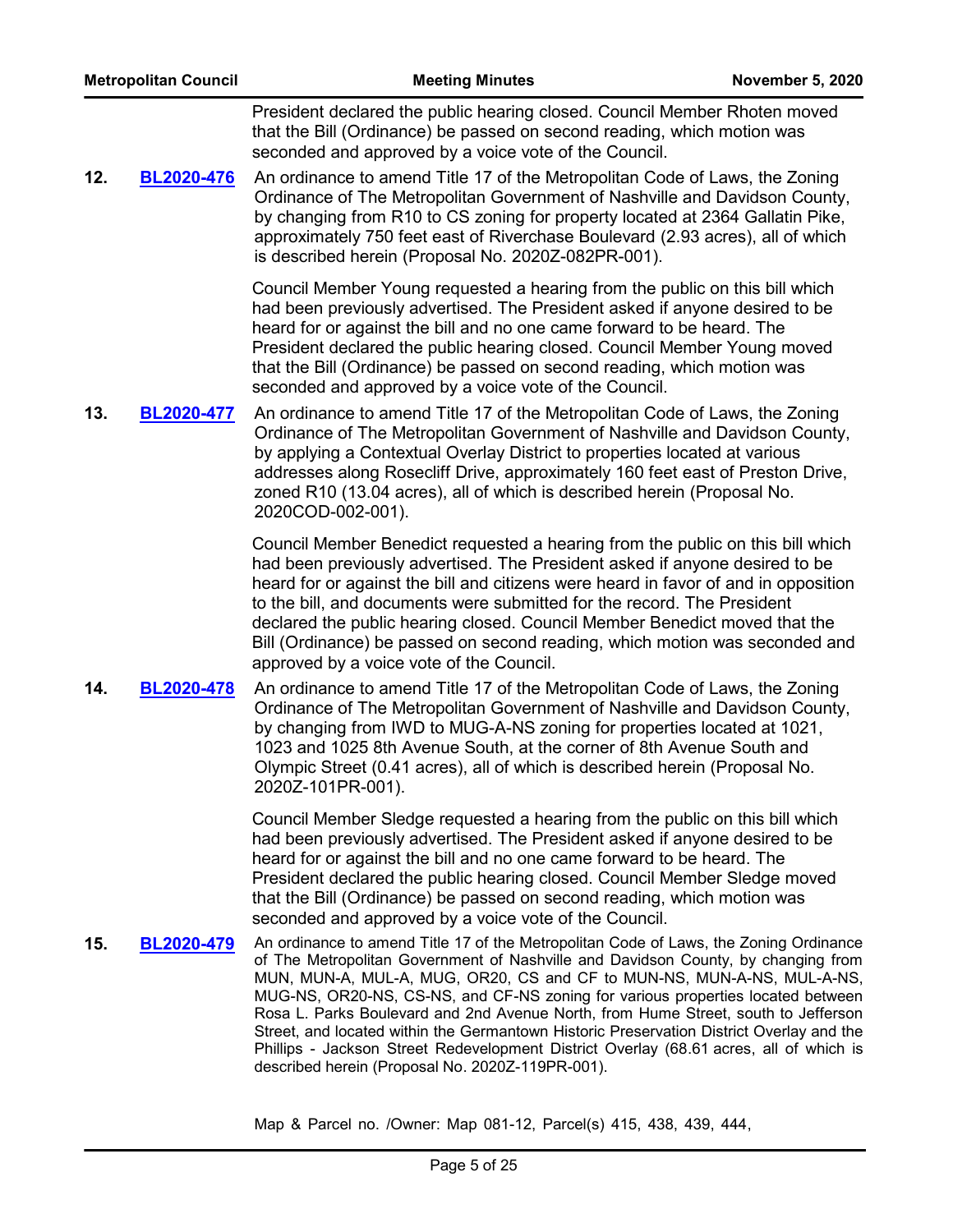President declared the public hearing closed. Council Member Rhoten moved that the Bill (Ordinance) be passed on second reading, which motion was seconded and approved by a voice vote of the Council.

**12. BL2020-476** An ordinance to amend Title 17 of the Metropolitan Code of Laws, the Zoning Ordinance of The Metropolitan Government of Nashville and Davidson County, by changing from R10 to CS zoning for property located at 2364 Gallatin Pike, approximately 750 feet east of Riverchase Boulevard (2.93 acres), all of which is described herein (Proposal No. 2020Z-082PR-001).

Council Member Young requested a hearing from the public on this bill which had been previously advertised. The President asked if anyone desired to be heard for or against the bill and no one came forward to be heard. The President declared the public hearing closed. Council Member Young moved that the Bill (Ordinance) be passed on second reading, which motion was seconded and approved by a voice vote of the Council.

**13. BL2020-477** An ordinance to amend Title 17 of the Metropolitan Code of Laws, the Zoning Ordinance of The Metropolitan Government of Nashville and Davidson County, by applying a Contextual Overlay District to properties located at various addresses along Rosecliff Drive, approximately 160 feet east of Preston Drive, zoned R10 (13.04 acres), all of which is described herein (Proposal No. 2020COD-002-001).

Council Member Benedict requested a hearing from the public on this bill which had been previously advertised. The President asked if anyone desired to be heard for or against the bill and citizens were heard in favor of and in opposition to the bill, and documents were submitted for the record. The President declared the public hearing closed. Council Member Benedict moved that the Bill (Ordinance) be passed on second reading, which motion was seconded and approved by a voice vote of the Council.

**14. BL2020-478** An ordinance to amend Title 17 of the Metropolitan Code of Laws, the Zoning Ordinance of The Metropolitan Government of Nashville and Davidson County, by changing from IWD to MUG-A-NS zoning for properties located at 1021, 1023 and 1025 8th Avenue South, at the corner of 8th Avenue South and Olympic Street (0.41 acres), all of which is described herein (Proposal No. 2020Z-101PR-001).

Council Member Sledge requested a hearing from the public on this bill which had been previously advertised. The President asked if anyone desired to be heard for or against the bill and no one came forward to be heard. The President declared the public hearing closed. Council Member Sledge moved that the Bill (Ordinance) be passed on second reading, which motion was seconded and approved by a voice vote of the Council.

**15. BL2020-479** An ordinance to amend Title 17 of the Metropolitan Code of Laws, the Zoning Ordinance of The Metropolitan Government of Nashville and Davidson County, by changing from MUN, MUN-A, MUL-A, MUG, OR20, CS and CF to MUN-NS, MUN-A-NS, MUL-A-NS, MUG-NS, OR20-NS, CS-NS, and CF-NS zoning for various properties located between Rosa L. Parks Boulevard and 2nd Avenue North, from Hume Street, south to Jefferson Street, and located within the Germantown Historic Preservation District Overlay and the Phillips - Jackson Street Redevelopment District Overlay (68.61 acres, all of which is described herein (Proposal No. 2020Z-119PR-001).

Map & Parcel no. /Owner: Map 081-12, Parcel(s) 415, 438, 439, 444,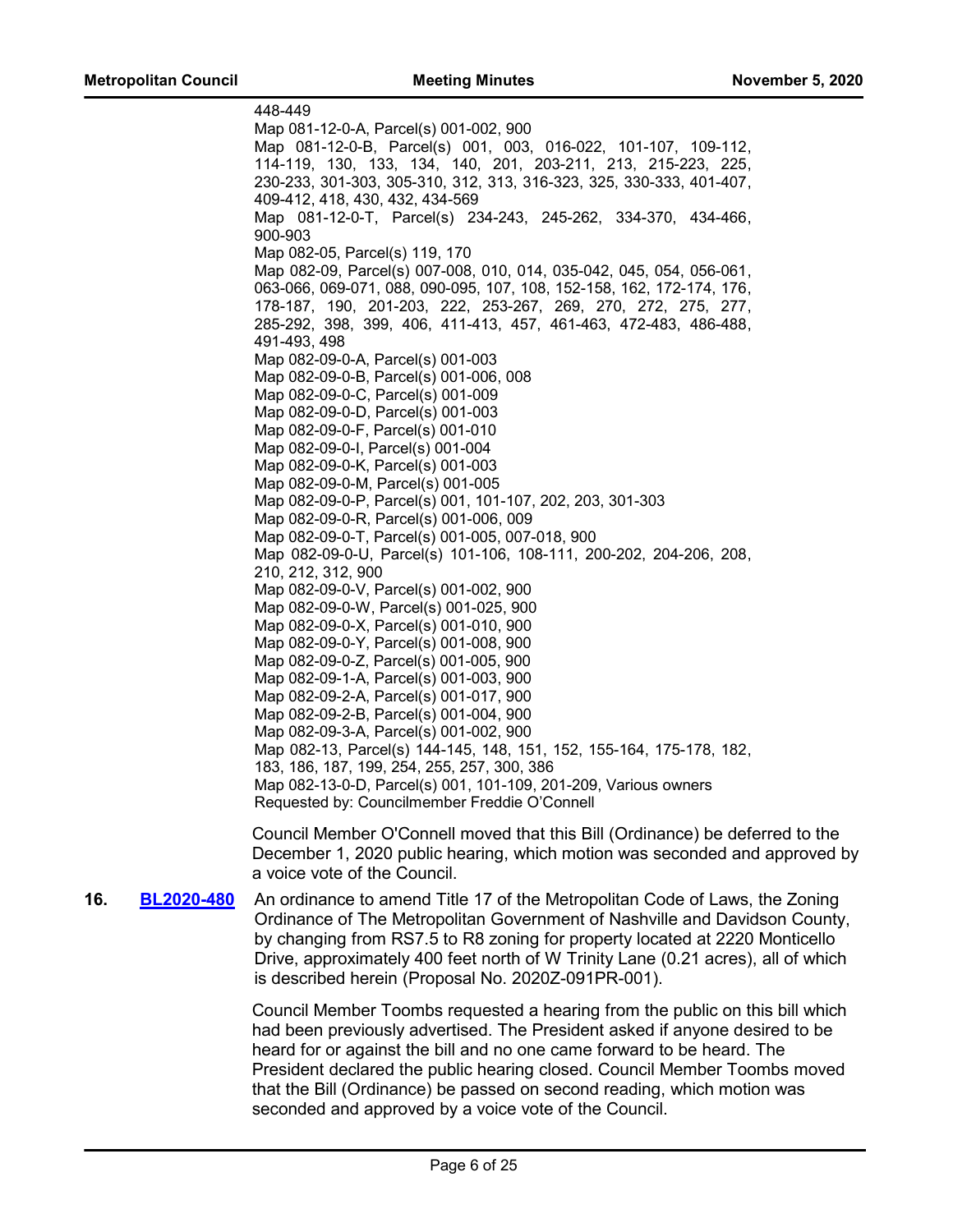448-449
Map 081-12-0-A, Parcel(s) 001-002, 900
Map 081-12-0-B, Parcel(s) 001, 003, 016-022, 101-107, 109-112, 114-119, 130, 133, 134, 140, 201, 203-211, 213, 215-223, 225, 230-233, 301-303, 305-310, 312, 313, 316-323, 325, 330-333, 401-407, 409-412, 418, 430, 432, 434-569
Map 081-12-0-T, Parcel(s) 234-243, 245-262, 334-370, 434-466, 900-903
Map 082-05, Parcel(s) 119, 170
Map 082-09, Parcel(s) 007-008, 010, 014, 035-042, 045, 054, 056-061, 063-066, 069-071, 088, 090-095, 107, 108, 152-158, 162, 172-174, 176, 178-187, 190, 201-203, 222, 253-267, 269, 270, 272, 275, 277, 285-292, 398, 399, 406, 411-413, 457, 461-463, 472-483, 486-488, 491-493, 498
Map 082-09-0-A, Parcel(s) 001-003
Map 082-09-0-B, Parcel(s) 001-006, 008
Map 082-09-0-C, Parcel(s) 001-009
Map 082-09-0-D, Parcel(s) 001-003
Map 082-09-0-F, Parcel(s) 001-010
Map 082-09-0-I, Parcel(s) 001-004
Map 082-09-0-K, Parcel(s) 001-003
Map 082-09-0-M, Parcel(s) 001-005
Map 082-09-0-P, Parcel(s) 001, 101-107, 202, 203, 301-303
Map 082-09-0-R, Parcel(s) 001-006, 009
Map 082-09-0-T, Parcel(s) 001-005, 007-018, 900
Map 082-09-0-U, Parcel(s) 101-106, 108-111, 200-202, 204-206, 208, 210, 212, 312, 900
Map 082-09-0-V, Parcel(s) 001-002, 900
Map 082-09-0-W, Parcel(s) 001-025, 900
Map 082-09-0-X, Parcel(s) 001-010, 900
Map 082-09-0-Y, Parcel(s) 001-008, 900
Map 082-09-0-Z, Parcel(s) 001-005, 900
Map 082-09-1-A, Parcel(s) 001-003, 900
Map 082-09-2-A, Parcel(s) 001-017, 900
Map 082-09-2-B, Parcel(s) 001-004, 900
Map 082-09-3-A, Parcel(s) 001-002, 900
Map 082-13, Parcel(s) 144-145, 148, 151, 152, 155-164, 175-178, 182, 183, 186, 187, 199, 254, 255, 257, 300, 386
Map 082-13-0-D, Parcel(s) 001, 101-109, 201-209, Various owners
Requested by: Councilmember Freddie O'Connell

Council Member O'Connell moved that this Bill (Ordinance) be deferred to the December 1, 2020 public hearing, which motion was seconded and approved by a voice vote of the Council.

**16. BL2020-480** An ordinance to amend Title 17 of the Metropolitan Code of Laws, the Zoning Ordinance of The Metropolitan Government of Nashville and Davidson County, by changing from RS7.5 to R8 zoning for property located at 2220 Monticello Drive, approximately 400 feet north of W Trinity Lane (0.21 acres), all of which is described herein (Proposal No. 2020Z-091PR-001).

Council Member Toombs requested a hearing from the public on this bill which had been previously advertised. The President asked if anyone desired to be heard for or against the bill and no one came forward to be heard. The President declared the public hearing closed. Council Member Toombs moved that the Bill (Ordinance) be passed on second reading, which motion was seconded and approved by a voice vote of the Council.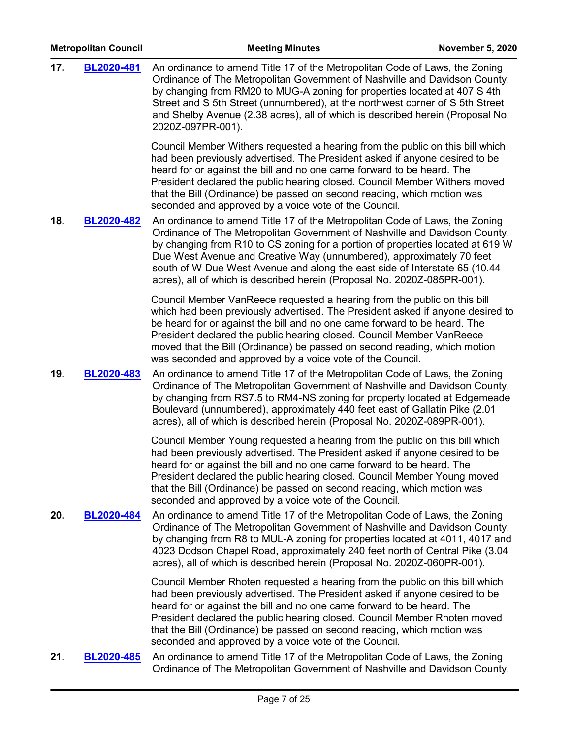17. **BL2020-481** An ordinance to amend Title 17 of the Metropolitan Code of Laws, the Zoning Ordinance of The Metropolitan Government of Nashville and Davidson County, by changing from RM20 to MUG-A zoning for properties located at 407 S 4th Street and S 5th Street (unnumbered), at the northwest corner of S 5th Street and Shelby Avenue (2.38 acres), all of which is described herein (Proposal No. 2020Z-097PR-001).

    Council Member Withers requested a hearing from the public on this bill which had been previously advertised. The President asked if anyone desired to be heard for or against the bill and no one came forward to be heard. The President declared the public hearing closed. Council Member Withers moved that the Bill (Ordinance) be passed on second reading, which motion was seconded and approved by a voice vote of the Council.

18. **BL2020-482** An ordinance to amend Title 17 of the Metropolitan Code of Laws, the Zoning Ordinance of The Metropolitan Government of Nashville and Davidson County, by changing from R10 to CS zoning for a portion of properties located at 619 W Due West Avenue and Creative Way (unnumbered), approximately 70 feet south of W Due West Avenue and along the east side of Interstate 65 (10.44 acres), all of which is described herein (Proposal No. 2020Z-085PR-001).

    Council Member VanReece requested a hearing from the public on this bill which had been previously advertised. The President asked if anyone desired to be heard for or against the bill and no one came forward to be heard. The President declared the public hearing closed. Council Member VanReece moved that the Bill (Ordinance) be passed on second reading, which motion was seconded and approved by a voice vote of the Council.

19. **BL2020-483** An ordinance to amend Title 17 of the Metropolitan Code of Laws, the Zoning Ordinance of The Metropolitan Government of Nashville and Davidson County, by changing from RS7.5 to RM4-NS zoning for property located at Edgemeade Boulevard (unnumbered), approximately 440 feet east of Gallatin Pike (2.01 acres), all of which is described herein (Proposal No. 2020Z-089PR-001).

    Council Member Young requested a hearing from the public on this bill which had been previously advertised. The President asked if anyone desired to be heard for or against the bill and no one came forward to be heard. The President declared the public hearing closed. Council Member Young moved that the Bill (Ordinance) be passed on second reading, which motion was seconded and approved by a voice vote of the Council.

20. **BL2020-484** An ordinance to amend Title 17 of the Metropolitan Code of Laws, the Zoning Ordinance of The Metropolitan Government of Nashville and Davidson County, by changing from R8 to MUL-A zoning for properties located at 4011, 4017 and 4023 Dodson Chapel Road, approximately 240 feet north of Central Pike (3.04 acres), all of which is described herein (Proposal No. 2020Z-060PR-001).

    Council Member Rhoten requested a hearing from the public on this bill which had been previously advertised. The President asked if anyone desired to be heard for or against the bill and no one came forward to be heard. The President declared the public hearing closed. Council Member Rhoten moved that the Bill (Ordinance) be passed on second reading, which motion was seconded and approved by a voice vote of the Council.

21. **BL2020-485** An ordinance to amend Title 17 of the Metropolitan Code of Laws, the Zoning Ordinance of The Metropolitan Government of Nashville and Davidson County,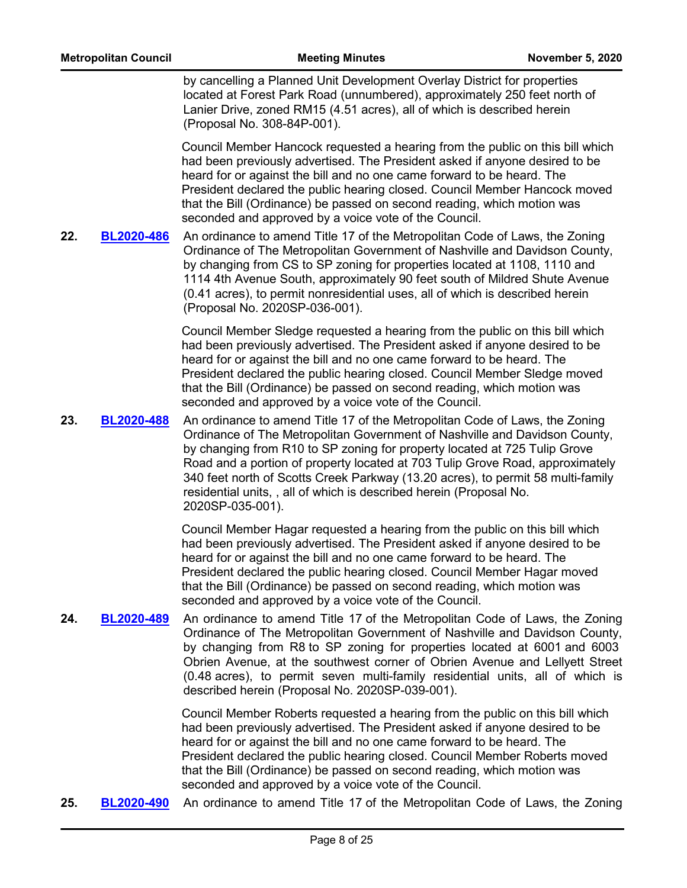by cancelling a Planned Unit Development Overlay District for properties located at Forest Park Road (unnumbered), approximately 250 feet north of Lanier Drive, zoned RM15 (4.51 acres), all of which is described herein (Proposal No. 308-84P-001).

Council Member Hancock requested a hearing from the public on this bill which had been previously advertised. The President asked if anyone desired to be heard for or against the bill and no one came forward to be heard. The President declared the public hearing closed. Council Member Hancock moved that the Bill (Ordinance) be passed on second reading, which motion was seconded and approved by a voice vote of the Council.

**22. BL2020-486** An ordinance to amend Title 17 of the Metropolitan Code of Laws, the Zoning Ordinance of The Metropolitan Government of Nashville and Davidson County, by changing from CS to SP zoning for properties located at 1108, 1110 and 1114 4th Avenue South, approximately 90 feet south of Mildred Shute Avenue (0.41 acres), to permit nonresidential uses, all of which is described herein (Proposal No. 2020SP-036-001).

Council Member Sledge requested a hearing from the public on this bill which had been previously advertised. The President asked if anyone desired to be heard for or against the bill and no one came forward to be heard. The President declared the public hearing closed. Council Member Sledge moved that the Bill (Ordinance) be passed on second reading, which motion was seconded and approved by a voice vote of the Council.

**23. BL2020-488** An ordinance to amend Title 17 of the Metropolitan Code of Laws, the Zoning Ordinance of The Metropolitan Government of Nashville and Davidson County, by changing from R10 to SP zoning for property located at 725 Tulip Grove Road and a portion of property located at 703 Tulip Grove Road, approximately 340 feet north of Scotts Creek Parkway (13.20 acres), to permit 58 multi-family residential units, , all of which is described herein (Proposal No. 2020SP-035-001).

Council Member Hagar requested a hearing from the public on this bill which had been previously advertised. The President asked if anyone desired to be heard for or against the bill and no one came forward to be heard. The President declared the public hearing closed. Council Member Hagar moved that the Bill (Ordinance) be passed on second reading, which motion was seconded and approved by a voice vote of the Council.

**24. BL2020-489** An ordinance to amend Title 17 of the Metropolitan Code of Laws, the Zoning Ordinance of The Metropolitan Government of Nashville and Davidson County, by changing from R8 to SP zoning for properties located at 6001 and 6003 Obrien Avenue, at the southwest corner of Obrien Avenue and Lellyett Street (0.48 acres), to permit seven multi-family residential units, all of which is described herein (Proposal No. 2020SP-039-001).

Council Member Roberts requested a hearing from the public on this bill which had been previously advertised. The President asked if anyone desired to be heard for or against the bill and no one came forward to be heard. The President declared the public hearing closed. Council Member Roberts moved that the Bill (Ordinance) be passed on second reading, which motion was seconded and approved by a voice vote of the Council.

**25. BL2020-490** An ordinance to amend Title 17 of the Metropolitan Code of Laws, the Zoning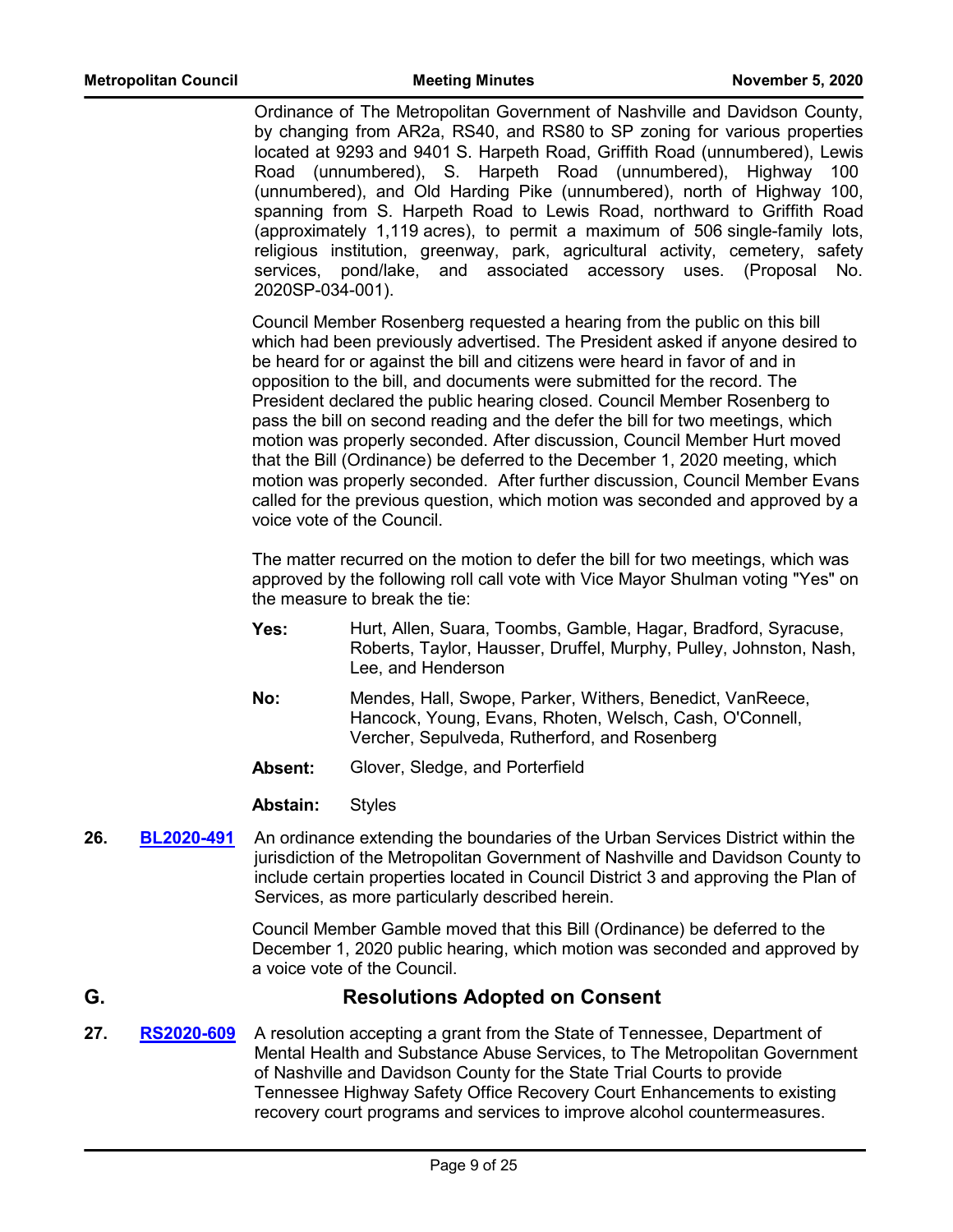Ordinance of The Metropolitan Government of Nashville and Davidson County, by changing from AR2a, RS40, and RS80 to SP zoning for various properties located at 9293 and 9401 S. Harpeth Road, Griffith Road (unnumbered), Lewis Road (unnumbered), S. Harpeth Road (unnumbered), Highway 100 (unnumbered), and Old Harding Pike (unnumbered), north of Highway 100, spanning from S. Harpeth Road to Lewis Road, northward to Griffith Road (approximately 1,119 acres), to permit a maximum of 506 single-family lots, religious institution, greenway, park, agricultural activity, cemetery, safety services, pond/lake, and associated accessory uses. (Proposal No. 2020SP-034-001).

Council Member Rosenberg requested a hearing from the public on this bill which had been previously advertised. The President asked if anyone desired to be heard for or against the bill and citizens were heard in favor of and in opposition to the bill, and documents were submitted for the record. The President declared the public hearing closed. Council Member Rosenberg to pass the bill on second reading and the defer the bill for two meetings, which motion was properly seconded. After discussion, Council Member Hurt moved that the Bill (Ordinance) be deferred to the December 1, 2020 meeting, which motion was properly seconded. After further discussion, Council Member Evans called for the previous question, which motion was seconded and approved by a voice vote of the Council.

The matter recurred on the motion to defer the bill for two meetings, which was approved by the following roll call vote with Vice Mayor Shulman voting "Yes" on the measure to break the tie:

**Yes:** Hurt, Allen, Suara, Toombs, Gamble, Hagar, Bradford, Syracuse, Roberts, Taylor, Hausser, Druffel, Murphy, Pulley, Johnston, Nash, Lee, and Henderson

**No:** Mendes, Hall, Swope, Parker, Withers, Benedict, VanReece, Hancock, Young, Evans, Rhoten, Welsch, Cash, O'Connell, Vercher, Sepulveda, Rutherford, and Rosenberg

**Absent:** Glover, Sledge, and Porterfield

**Abstain:** Styles

**26. BL2020-491** An ordinance extending the boundaries of the Urban Services District within the jurisdiction of the Metropolitan Government of Nashville and Davidson County to include certain properties located in Council District 3 and approving the Plan of Services, as more particularly described herein.

Council Member Gamble moved that this Bill (Ordinance) be deferred to the December 1, 2020 public hearing, which motion was seconded and approved by a voice vote of the Council.

## G. Resolutions Adopted on Consent

**27. RS2020-609** A resolution accepting a grant from the State of Tennessee, Department of Mental Health and Substance Abuse Services, to The Metropolitan Government of Nashville and Davidson County for the State Trial Courts to provide Tennessee Highway Safety Office Recovery Court Enhancements to existing recovery court programs and services to improve alcohol countermeasures.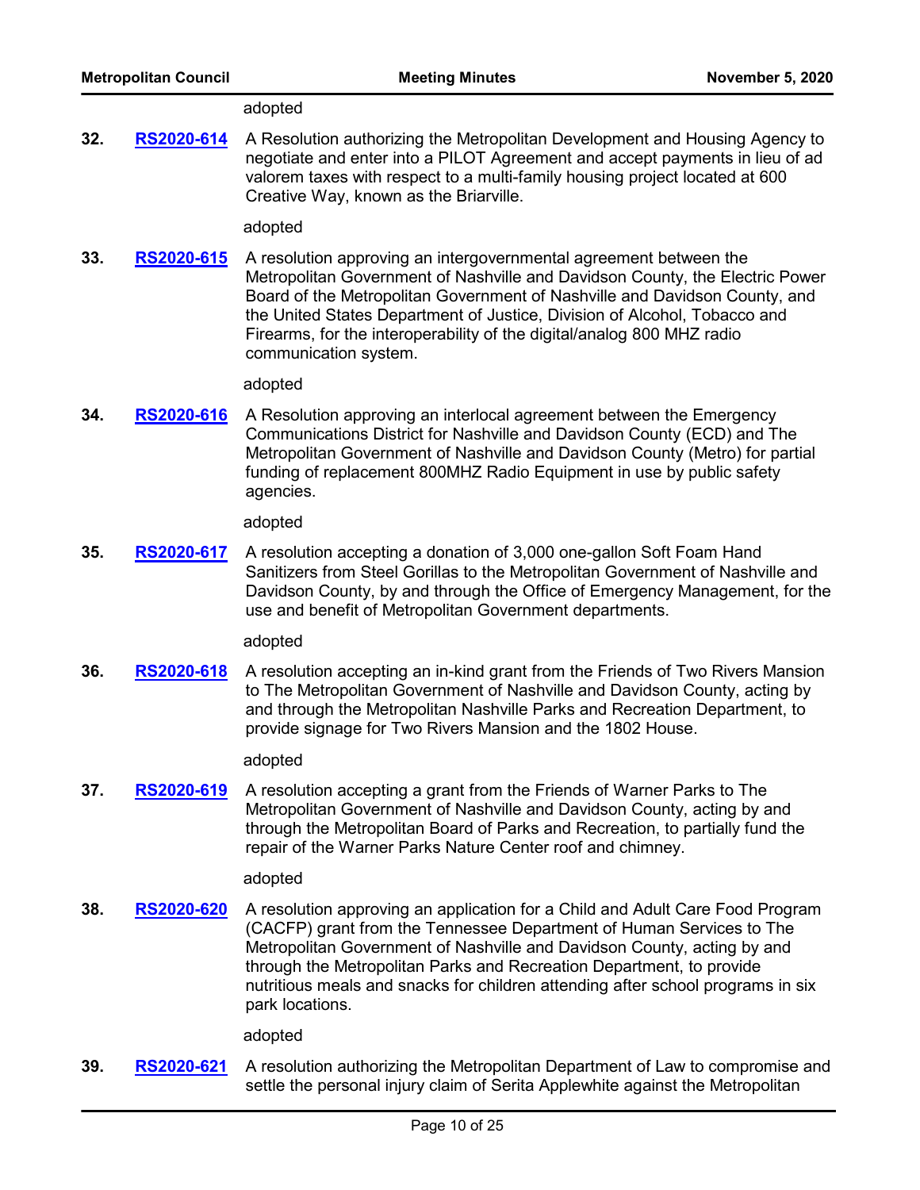adopted

**32.** **RS2020-614** A Resolution authorizing the Metropolitan Development and Housing Agency to negotiate and enter into a PILOT Agreement and accept payments in lieu of ad valorem taxes with respect to a multi-family housing project located at 600 Creative Way, known as the Briarville.

adopted

**33.** **RS2020-615** A resolution approving an intergovernmental agreement between the Metropolitan Government of Nashville and Davidson County, the Electric Power Board of the Metropolitan Government of Nashville and Davidson County, and the United States Department of Justice, Division of Alcohol, Tobacco and Firearms, for the interoperability of the digital/analog 800 MHZ radio communication system.

adopted

**34.** **RS2020-616** A Resolution approving an interlocal agreement between the Emergency Communications District for Nashville and Davidson County (ECD) and The Metropolitan Government of Nashville and Davidson County (Metro) for partial funding of replacement 800MHZ Radio Equipment in use by public safety agencies.

adopted

**35.** **RS2020-617** A resolution accepting a donation of 3,000 one-gallon Soft Foam Hand Sanitizers from Steel Gorillas to the Metropolitan Government of Nashville and Davidson County, by and through the Office of Emergency Management, for the use and benefit of Metropolitan Government departments.

adopted

**36.** **RS2020-618** A resolution accepting an in-kind grant from the Friends of Two Rivers Mansion to The Metropolitan Government of Nashville and Davidson County, acting by and through the Metropolitan Nashville Parks and Recreation Department, to provide signage for Two Rivers Mansion and the 1802 House.

adopted

**37.** **RS2020-619** A resolution accepting a grant from the Friends of Warner Parks to The Metropolitan Government of Nashville and Davidson County, acting by and through the Metropolitan Board of Parks and Recreation, to partially fund the repair of the Warner Parks Nature Center roof and chimney.

adopted

**38.** **RS2020-620** A resolution approving an application for a Child and Adult Care Food Program (CACFP) grant from the Tennessee Department of Human Services to The Metropolitan Government of Nashville and Davidson County, acting by and through the Metropolitan Parks and Recreation Department, to provide nutritious meals and snacks for children attending after school programs in six park locations.

adopted

**39.** **RS2020-621** A resolution authorizing the Metropolitan Department of Law to compromise and settle the personal injury claim of Serita Applewhite against the Metropolitan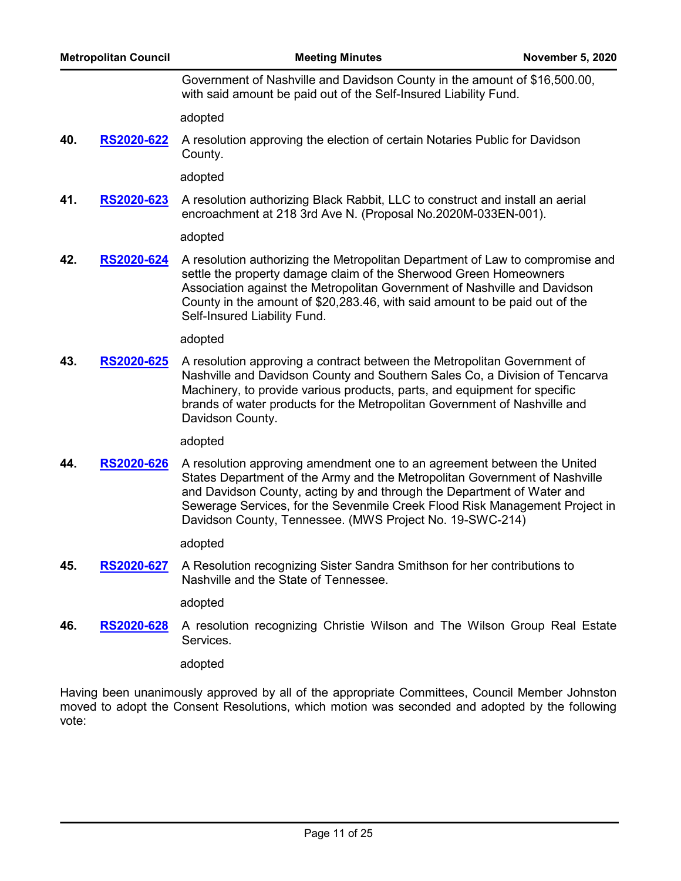Government of Nashville and Davidson County in the amount of $16,500.00, with said amount be paid out of the Self-Insured Liability Fund.

adopted

**40.** **RS2020-622** A resolution approving the election of certain Notaries Public for Davidson County.

adopted

**41.** **RS2020-623** A resolution authorizing Black Rabbit, LLC to construct and install an aerial encroachment at 218 3rd Ave N. (Proposal No.2020M-033EN-001).

adopted

**42.** **RS2020-624** A resolution authorizing the Metropolitan Department of Law to compromise and settle the property damage claim of the Sherwood Green Homeowners Association against the Metropolitan Government of Nashville and Davidson County in the amount of $20,283.46, with said amount to be paid out of the Self-Insured Liability Fund.

adopted

**43.** **RS2020-625** A resolution approving a contract between the Metropolitan Government of Nashville and Davidson County and Southern Sales Co, a Division of Tencarva Machinery, to provide various products, parts, and equipment for specific brands of water products for the Metropolitan Government of Nashville and Davidson County.

adopted

**44.** **RS2020-626** A resolution approving amendment one to an agreement between the United States Department of the Army and the Metropolitan Government of Nashville and Davidson County, acting by and through the Department of Water and Sewerage Services, for the Sevenmile Creek Flood Risk Management Project in Davidson County, Tennessee. (MWS Project No. 19-SWC-214)

adopted

**45.** **RS2020-627** A Resolution recognizing Sister Sandra Smithson for her contributions to Nashville and the State of Tennessee.

adopted

**46.** **RS2020-628** A resolution recognizing Christie Wilson and The Wilson Group Real Estate Services.

adopted

Having been unanimously approved by all of the appropriate Committees, Council Member Johnston moved to adopt the Consent Resolutions, which motion was seconded and adopted by the following vote: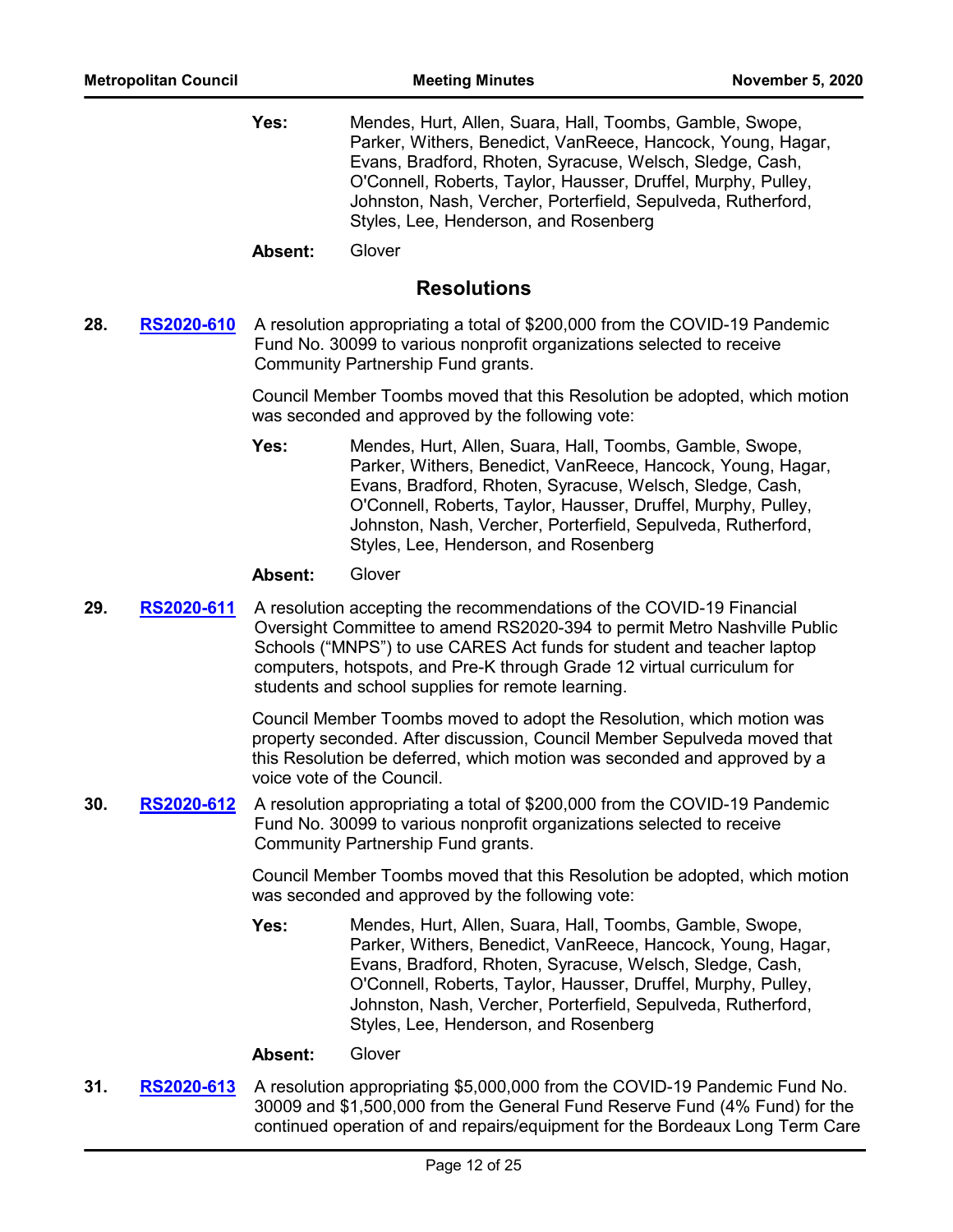**Yes:** Mendes, Hurt, Allen, Suara, Hall, Toombs, Gamble, Swope, Parker, Withers, Benedict, VanReece, Hancock, Young, Hagar, Evans, Bradford, Rhoten, Syracuse, Welsch, Sledge, Cash, O'Connell, Roberts, Taylor, Hausser, Druffel, Murphy, Pulley, Johnston, Nash, Vercher, Porterfield, Sepulveda, Rutherford, Styles, Lee, Henderson, and Rosenberg

**Absent:** Glover

## Resolutions

**28. RS2020-610** A resolution appropriating a total of $200,000 from the COVID-19 Pandemic Fund No. 30099 to various nonprofit organizations selected to receive Community Partnership Fund grants.

Council Member Toombs moved that this Resolution be adopted, which motion was seconded and approved by the following vote:

**Yes:** Mendes, Hurt, Allen, Suara, Hall, Toombs, Gamble, Swope, Parker, Withers, Benedict, VanReece, Hancock, Young, Hagar, Evans, Bradford, Rhoten, Syracuse, Welsch, Sledge, Cash, O'Connell, Roberts, Taylor, Hausser, Druffel, Murphy, Pulley, Johnston, Nash, Vercher, Porterfield, Sepulveda, Rutherford, Styles, Lee, Henderson, and Rosenberg

**Absent:** Glover

**29. RS2020-611** A resolution accepting the recommendations of the COVID-19 Financial Oversight Committee to amend RS2020-394 to permit Metro Nashville Public Schools ("MNPS") to use CARES Act funds for student and teacher laptop computers, hotspots, and Pre-K through Grade 12 virtual curriculum for students and school supplies for remote learning.

Council Member Toombs moved to adopt the Resolution, which motion was property seconded. After discussion, Council Member Sepulveda moved that this Resolution be deferred, which motion was seconded and approved by a voice vote of the Council.

**30. RS2020-612** A resolution appropriating a total of $200,000 from the COVID-19 Pandemic Fund No. 30099 to various nonprofit organizations selected to receive Community Partnership Fund grants.

Council Member Toombs moved that this Resolution be adopted, which motion was seconded and approved by the following vote:

**Yes:** Mendes, Hurt, Allen, Suara, Hall, Toombs, Gamble, Swope, Parker, Withers, Benedict, VanReece, Hancock, Young, Hagar, Evans, Bradford, Rhoten, Syracuse, Welsch, Sledge, Cash, O'Connell, Roberts, Taylor, Hausser, Druffel, Murphy, Pulley, Johnston, Nash, Vercher, Porterfield, Sepulveda, Rutherford, Styles, Lee, Henderson, and Rosenberg

**Absent:** Glover

**31. RS2020-613** A resolution appropriating $5,000,000 from the COVID-19 Pandemic Fund No. 30009 and $1,500,000 from the General Fund Reserve Fund (4% Fund) for the continued operation of and repairs/equipment for the Bordeaux Long Term Care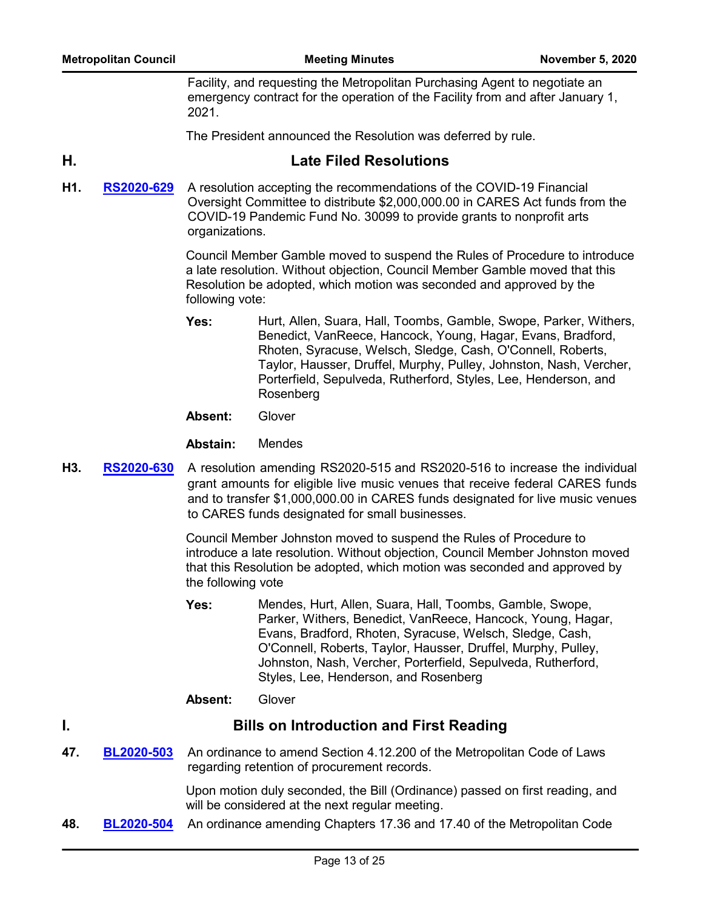Facility, and requesting the Metropolitan Purchasing Agent to negotiate an emergency contract for the operation of the Facility from and after January 1, 2021.

The President announced the Resolution was deferred by rule.

## H. Late Filed Resolutions

**H1.** **RS2020-629** A resolution accepting the recommendations of the COVID-19 Financial Oversight Committee to distribute $2,000,000.00 in CARES Act funds from the COVID-19 Pandemic Fund No. 30099 to provide grants to nonprofit arts organizations.

Council Member Gamble moved to suspend the Rules of Procedure to introduce a late resolution. Without objection, Council Member Gamble moved that this Resolution be adopted, which motion was seconded and approved by the following vote:

**Yes:** Hurt, Allen, Suara, Hall, Toombs, Gamble, Swope, Parker, Withers, Benedict, VanReece, Hancock, Young, Hagar, Evans, Bradford, Rhoten, Syracuse, Welsch, Sledge, Cash, O'Connell, Roberts, Taylor, Hausser, Druffel, Murphy, Pulley, Johnston, Nash, Vercher, Porterfield, Sepulveda, Rutherford, Styles, Lee, Henderson, and Rosenberg

**Absent:** Glover

**Abstain:** Mendes

**H3.** **RS2020-630** A resolution amending RS2020-515 and RS2020-516 to increase the individual grant amounts for eligible live music venues that receive federal CARES funds and to transfer $1,000,000.00 in CARES funds designated for live music venues to CARES funds designated for small businesses.

Council Member Johnston moved to suspend the Rules of Procedure to introduce a late resolution. Without objection, Council Member Johnston moved that this Resolution be adopted, which motion was seconded and approved by the following vote

**Yes:** Mendes, Hurt, Allen, Suara, Hall, Toombs, Gamble, Swope, Parker, Withers, Benedict, VanReece, Hancock, Young, Hagar, Evans, Bradford, Rhoten, Syracuse, Welsch, Sledge, Cash, O'Connell, Roberts, Taylor, Hausser, Druffel, Murphy, Pulley, Johnston, Nash, Vercher, Porterfield, Sepulveda, Rutherford, Styles, Lee, Henderson, and Rosenberg

**Absent:** Glover

## I. Bills on Introduction and First Reading

**47.** **BL2020-503** An ordinance to amend Section 4.12.200 of the Metropolitan Code of Laws regarding retention of procurement records.

Upon motion duly seconded, the Bill (Ordinance) passed on first reading, and will be considered at the next regular meeting.

**48.** **BL2020-504** An ordinance amending Chapters 17.36 and 17.40 of the Metropolitan Code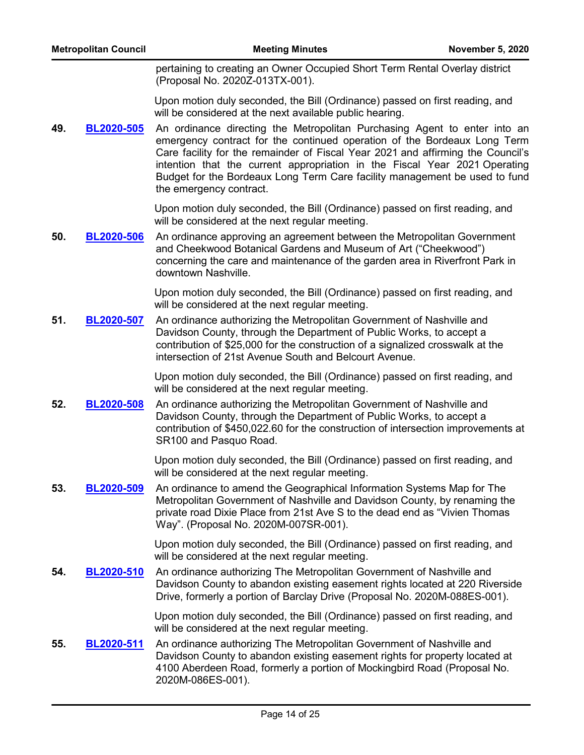pertaining to creating an Owner Occupied Short Term Rental Overlay district (Proposal No. 2020Z-013TX-001).

Upon motion duly seconded, the Bill (Ordinance) passed on first reading, and will be considered at the next available public hearing.

**49. BL2020-505** An ordinance directing the Metropolitan Purchasing Agent to enter into an emergency contract for the continued operation of the Bordeaux Long Term Care facility for the remainder of Fiscal Year 2021 and affirming the Council's intention that the current appropriation in the Fiscal Year 2021 Operating Budget for the Bordeaux Long Term Care facility management be used to fund the emergency contract.

Upon motion duly seconded, the Bill (Ordinance) passed on first reading, and will be considered at the next regular meeting.

**50. BL2020-506** An ordinance approving an agreement between the Metropolitan Government and Cheekwood Botanical Gardens and Museum of Art ("Cheekwood") concerning the care and maintenance of the garden area in Riverfront Park in downtown Nashville.

Upon motion duly seconded, the Bill (Ordinance) passed on first reading, and will be considered at the next regular meeting.

**51. BL2020-507** An ordinance authorizing the Metropolitan Government of Nashville and Davidson County, through the Department of Public Works, to accept a contribution of $25,000 for the construction of a signalized crosswalk at the intersection of 21st Avenue South and Belcourt Avenue.

Upon motion duly seconded, the Bill (Ordinance) passed on first reading, and will be considered at the next regular meeting.

**52. BL2020-508** An ordinance authorizing the Metropolitan Government of Nashville and Davidson County, through the Department of Public Works, to accept a contribution of $450,022.60 for the construction of intersection improvements at SR100 and Pasquo Road.

Upon motion duly seconded, the Bill (Ordinance) passed on first reading, and will be considered at the next regular meeting.

**53. BL2020-509** An ordinance to amend the Geographical Information Systems Map for The Metropolitan Government of Nashville and Davidson County, by renaming the private road Dixie Place from 21st Ave S to the dead end as "Vivien Thomas Way". (Proposal No. 2020M-007SR-001).

Upon motion duly seconded, the Bill (Ordinance) passed on first reading, and will be considered at the next regular meeting.

**54. BL2020-510** An ordinance authorizing The Metropolitan Government of Nashville and Davidson County to abandon existing easement rights located at 220 Riverside Drive, formerly a portion of Barclay Drive (Proposal No. 2020M-088ES-001).

Upon motion duly seconded, the Bill (Ordinance) passed on first reading, and will be considered at the next regular meeting.

**55. BL2020-511** An ordinance authorizing The Metropolitan Government of Nashville and Davidson County to abandon existing easement rights for property located at 4100 Aberdeen Road, formerly a portion of Mockingbird Road (Proposal No. 2020M-086ES-001).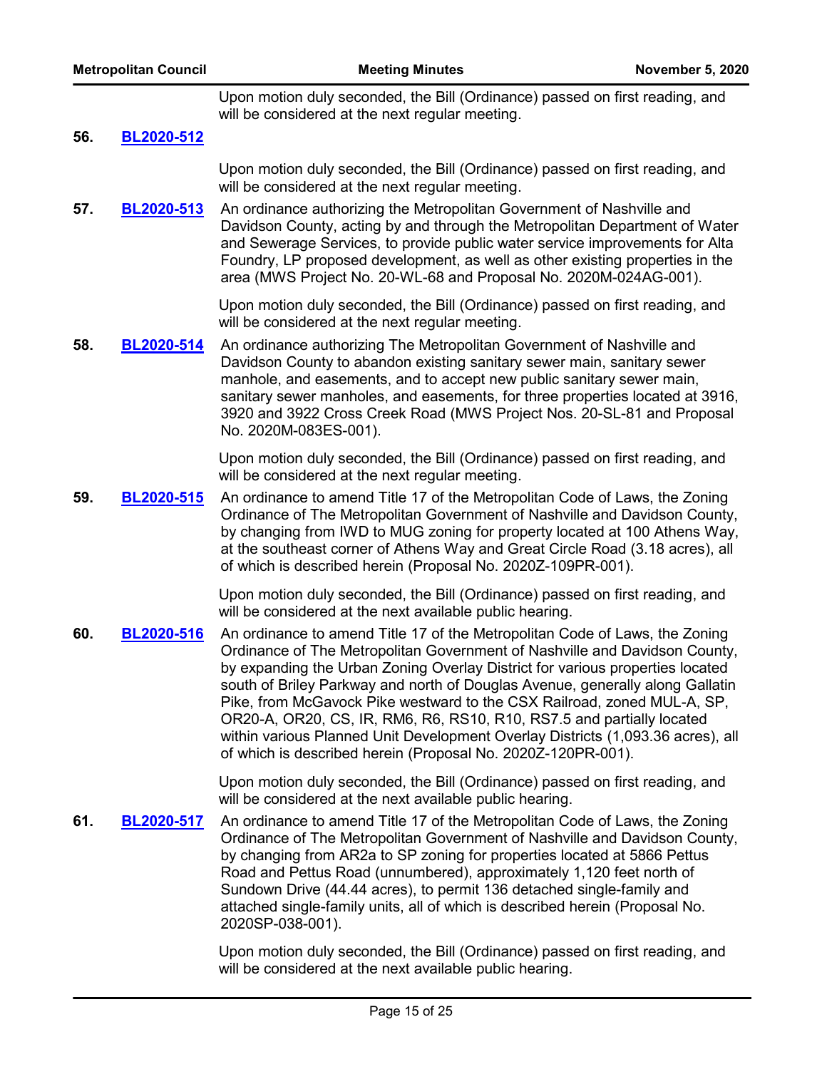Upon motion duly seconded, the Bill (Ordinance) passed on first reading, and will be considered at the next regular meeting.

**56. BL2020-512**

Upon motion duly seconded, the Bill (Ordinance) passed on first reading, and will be considered at the next regular meeting.

**57. BL2020-513** An ordinance authorizing the Metropolitan Government of Nashville and Davidson County, acting by and through the Metropolitan Department of Water and Sewerage Services, to provide public water service improvements for Alta Foundry, LP proposed development, as well as other existing properties in the area (MWS Project No. 20-WL-68 and Proposal No. 2020M-024AG-001).

Upon motion duly seconded, the Bill (Ordinance) passed on first reading, and will be considered at the next regular meeting.

**58. BL2020-514** An ordinance authorizing The Metropolitan Government of Nashville and Davidson County to abandon existing sanitary sewer main, sanitary sewer manhole, and easements, and to accept new public sanitary sewer main, sanitary sewer manholes, and easements, for three properties located at 3916, 3920 and 3922 Cross Creek Road (MWS Project Nos. 20-SL-81 and Proposal No. 2020M-083ES-001).

Upon motion duly seconded, the Bill (Ordinance) passed on first reading, and will be considered at the next regular meeting.

**59. BL2020-515** An ordinance to amend Title 17 of the Metropolitan Code of Laws, the Zoning Ordinance of The Metropolitan Government of Nashville and Davidson County, by changing from IWD to MUG zoning for property located at 100 Athens Way, at the southeast corner of Athens Way and Great Circle Road (3.18 acres), all of which is described herein (Proposal No. 2020Z-109PR-001).

Upon motion duly seconded, the Bill (Ordinance) passed on first reading, and will be considered at the next available public hearing.

**60. BL2020-516** An ordinance to amend Title 17 of the Metropolitan Code of Laws, the Zoning Ordinance of The Metropolitan Government of Nashville and Davidson County, by expanding the Urban Zoning Overlay District for various properties located south of Briley Parkway and north of Douglas Avenue, generally along Gallatin Pike, from McGavock Pike westward to the CSX Railroad, zoned MUL-A, SP, OR20-A, OR20, CS, IR, RM6, R6, RS10, R10, RS7.5 and partially located within various Planned Unit Development Overlay Districts (1,093.36 acres), all of which is described herein (Proposal No. 2020Z-120PR-001).

Upon motion duly seconded, the Bill (Ordinance) passed on first reading, and will be considered at the next available public hearing.

**61. BL2020-517** An ordinance to amend Title 17 of the Metropolitan Code of Laws, the Zoning Ordinance of The Metropolitan Government of Nashville and Davidson County, by changing from AR2a to SP zoning for properties located at 5866 Pettus Road and Pettus Road (unnumbered), approximately 1,120 feet north of Sundown Drive (44.44 acres), to permit 136 detached single-family and attached single-family units, all of which is described herein (Proposal No. 2020SP-038-001).

Upon motion duly seconded, the Bill (Ordinance) passed on first reading, and will be considered at the next available public hearing.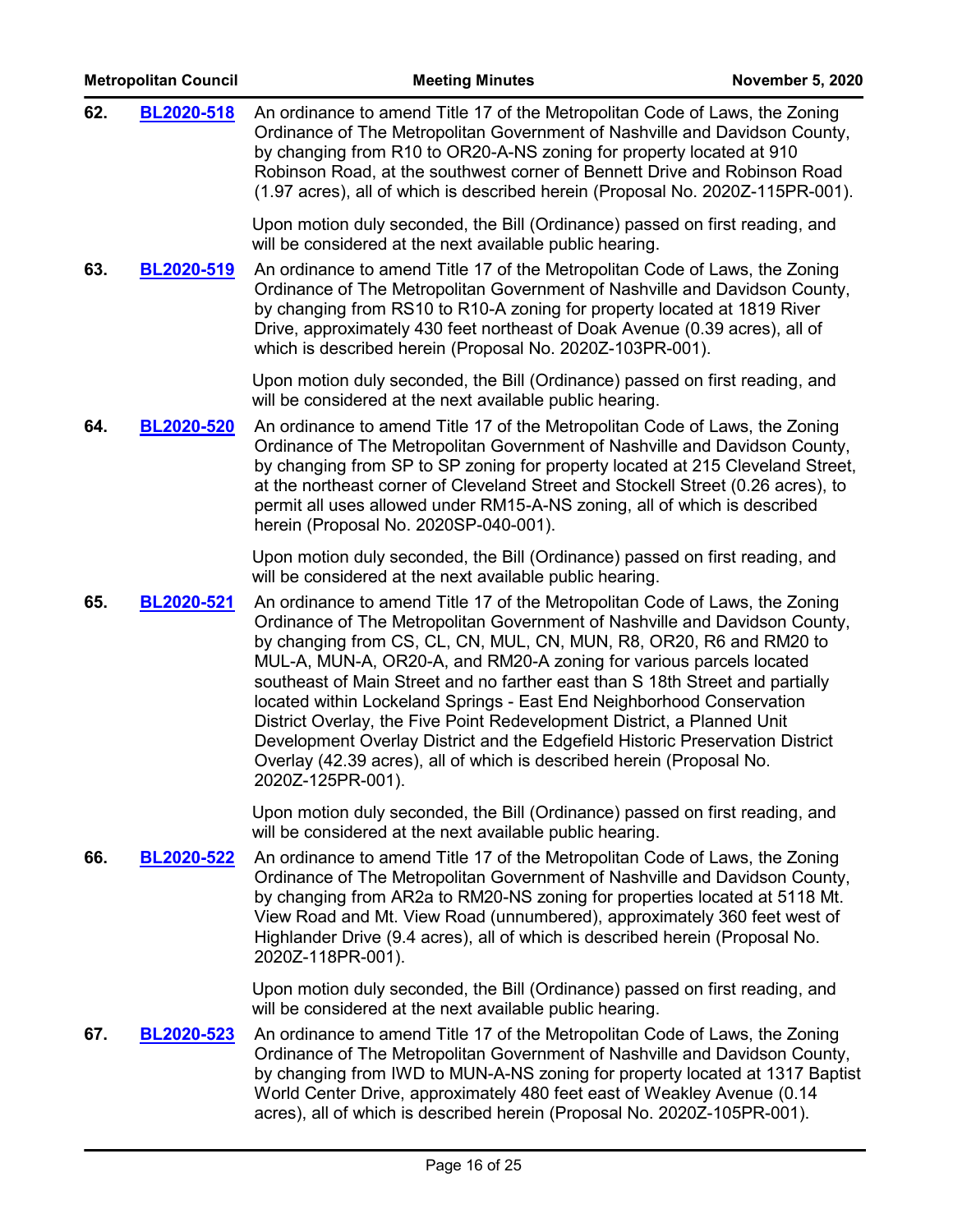**62.** **BL2020-518** An ordinance to amend Title 17 of the Metropolitan Code of Laws, the Zoning Ordinance of The Metropolitan Government of Nashville and Davidson County, by changing from R10 to OR20-A-NS zoning for property located at 910 Robinson Road, at the southwest corner of Bennett Drive and Robinson Road (1.97 acres), all of which is described herein (Proposal No. 2020Z-115PR-001).

Upon motion duly seconded, the Bill (Ordinance) passed on first reading, and will be considered at the next available public hearing.

**63.** **BL2020-519** An ordinance to amend Title 17 of the Metropolitan Code of Laws, the Zoning Ordinance of The Metropolitan Government of Nashville and Davidson County, by changing from RS10 to R10-A zoning for property located at 1819 River Drive, approximately 430 feet northeast of Doak Avenue (0.39 acres), all of which is described herein (Proposal No. 2020Z-103PR-001).

Upon motion duly seconded, the Bill (Ordinance) passed on first reading, and will be considered at the next available public hearing.

**64.** **BL2020-520** An ordinance to amend Title 17 of the Metropolitan Code of Laws, the Zoning Ordinance of The Metropolitan Government of Nashville and Davidson County, by changing from SP to SP zoning for property located at 215 Cleveland Street, at the northeast corner of Cleveland Street and Stockell Street (0.26 acres), to permit all uses allowed under RM15-A-NS zoning, all of which is described herein (Proposal No. 2020SP-040-001).

Upon motion duly seconded, the Bill (Ordinance) passed on first reading, and will be considered at the next available public hearing.

**65.** **BL2020-521** An ordinance to amend Title 17 of the Metropolitan Code of Laws, the Zoning Ordinance of The Metropolitan Government of Nashville and Davidson County, by changing from CS, CL, CN, MUL, CN, MUN, R8, OR20, R6 and RM20 to MUL-A, MUN-A, OR20-A, and RM20-A zoning for various parcels located southeast of Main Street and no farther east than S 18th Street and partially located within Lockeland Springs - East End Neighborhood Conservation District Overlay, the Five Point Redevelopment District, a Planned Unit Development Overlay District and the Edgefield Historic Preservation District Overlay (42.39 acres), all of which is described herein (Proposal No. 2020Z-125PR-001).

Upon motion duly seconded, the Bill (Ordinance) passed on first reading, and will be considered at the next available public hearing.

**66.** **BL2020-522** An ordinance to amend Title 17 of the Metropolitan Code of Laws, the Zoning Ordinance of The Metropolitan Government of Nashville and Davidson County, by changing from AR2a to RM20-NS zoning for properties located at 5118 Mt. View Road and Mt. View Road (unnumbered), approximately 360 feet west of Highlander Drive (9.4 acres), all of which is described herein (Proposal No. 2020Z-118PR-001).

Upon motion duly seconded, the Bill (Ordinance) passed on first reading, and will be considered at the next available public hearing.

**67.** **BL2020-523** An ordinance to amend Title 17 of the Metropolitan Code of Laws, the Zoning Ordinance of The Metropolitan Government of Nashville and Davidson County, by changing from IWD to MUN-A-NS zoning for property located at 1317 Baptist World Center Drive, approximately 480 feet east of Weakley Avenue (0.14 acres), all of which is described herein (Proposal No. 2020Z-105PR-001).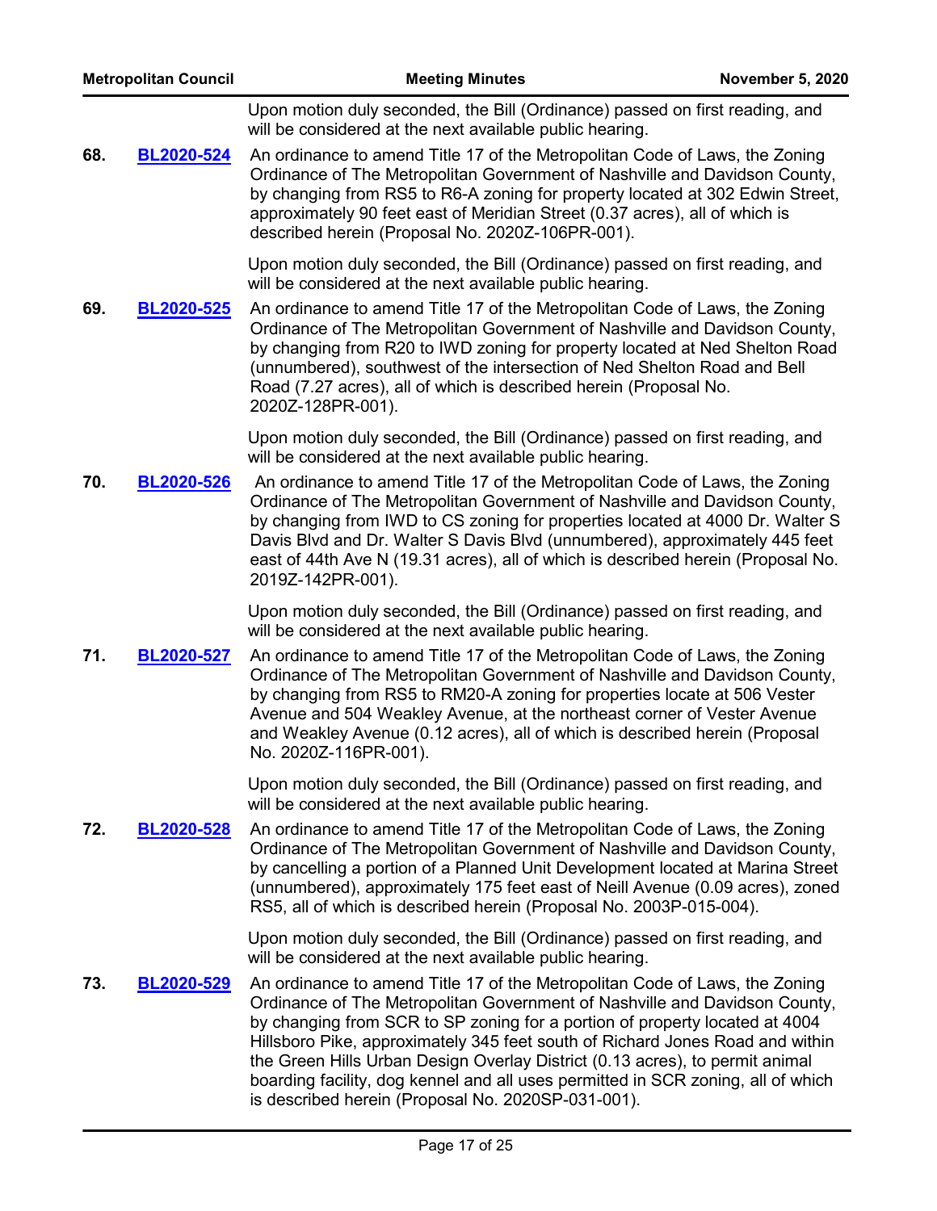Upon motion duly seconded, the Bill (Ordinance) passed on first reading, and will be considered at the next available public hearing.

**68. BL2020-524** An ordinance to amend Title 17 of the Metropolitan Code of Laws, the Zoning Ordinance of The Metropolitan Government of Nashville and Davidson County, by changing from RS5 to R6-A zoning for property located at 302 Edwin Street, approximately 90 feet east of Meridian Street (0.37 acres), all of which is described herein (Proposal No. 2020Z-106PR-001).

Upon motion duly seconded, the Bill (Ordinance) passed on first reading, and will be considered at the next available public hearing.

**69. BL2020-525** An ordinance to amend Title 17 of the Metropolitan Code of Laws, the Zoning Ordinance of The Metropolitan Government of Nashville and Davidson County, by changing from R20 to IWD zoning for property located at Ned Shelton Road (unnumbered), southwest of the intersection of Ned Shelton Road and Bell Road (7.27 acres), all of which is described herein (Proposal No. 2020Z-128PR-001).

Upon motion duly seconded, the Bill (Ordinance) passed on first reading, and will be considered at the next available public hearing.

**70. BL2020-526** An ordinance to amend Title 17 of the Metropolitan Code of Laws, the Zoning Ordinance of The Metropolitan Government of Nashville and Davidson County, by changing from IWD to CS zoning for properties located at 4000 Dr. Walter S Davis Blvd and Dr. Walter S Davis Blvd (unnumbered), approximately 445 feet east of 44th Ave N (19.31 acres), all of which is described herein (Proposal No. 2019Z-142PR-001).

Upon motion duly seconded, the Bill (Ordinance) passed on first reading, and will be considered at the next available public hearing.

**71. BL2020-527** An ordinance to amend Title 17 of the Metropolitan Code of Laws, the Zoning Ordinance of The Metropolitan Government of Nashville and Davidson County, by changing from RS5 to RM20-A zoning for properties locate at 506 Vester Avenue and 504 Weakley Avenue, at the northeast corner of Vester Avenue and Weakley Avenue (0.12 acres), all of which is described herein (Proposal No. 2020Z-116PR-001).

Upon motion duly seconded, the Bill (Ordinance) passed on first reading, and will be considered at the next available public hearing.

**72. BL2020-528** An ordinance to amend Title 17 of the Metropolitan Code of Laws, the Zoning Ordinance of The Metropolitan Government of Nashville and Davidson County, by cancelling a portion of a Planned Unit Development located at Marina Street (unnumbered), approximately 175 feet east of Neill Avenue (0.09 acres), zoned RS5, all of which is described herein (Proposal No. 2003P-015-004).

Upon motion duly seconded, the Bill (Ordinance) passed on first reading, and will be considered at the next available public hearing.

**73. BL2020-529** An ordinance to amend Title 17 of the Metropolitan Code of Laws, the Zoning Ordinance of The Metropolitan Government of Nashville and Davidson County, by changing from SCR to SP zoning for a portion of property located at 4004 Hillsboro Pike, approximately 345 feet south of Richard Jones Road and within the Green Hills Urban Design Overlay District (0.13 acres), to permit animal boarding facility, dog kennel and all uses permitted in SCR zoning, all of which is described herein (Proposal No. 2020SP-031-001).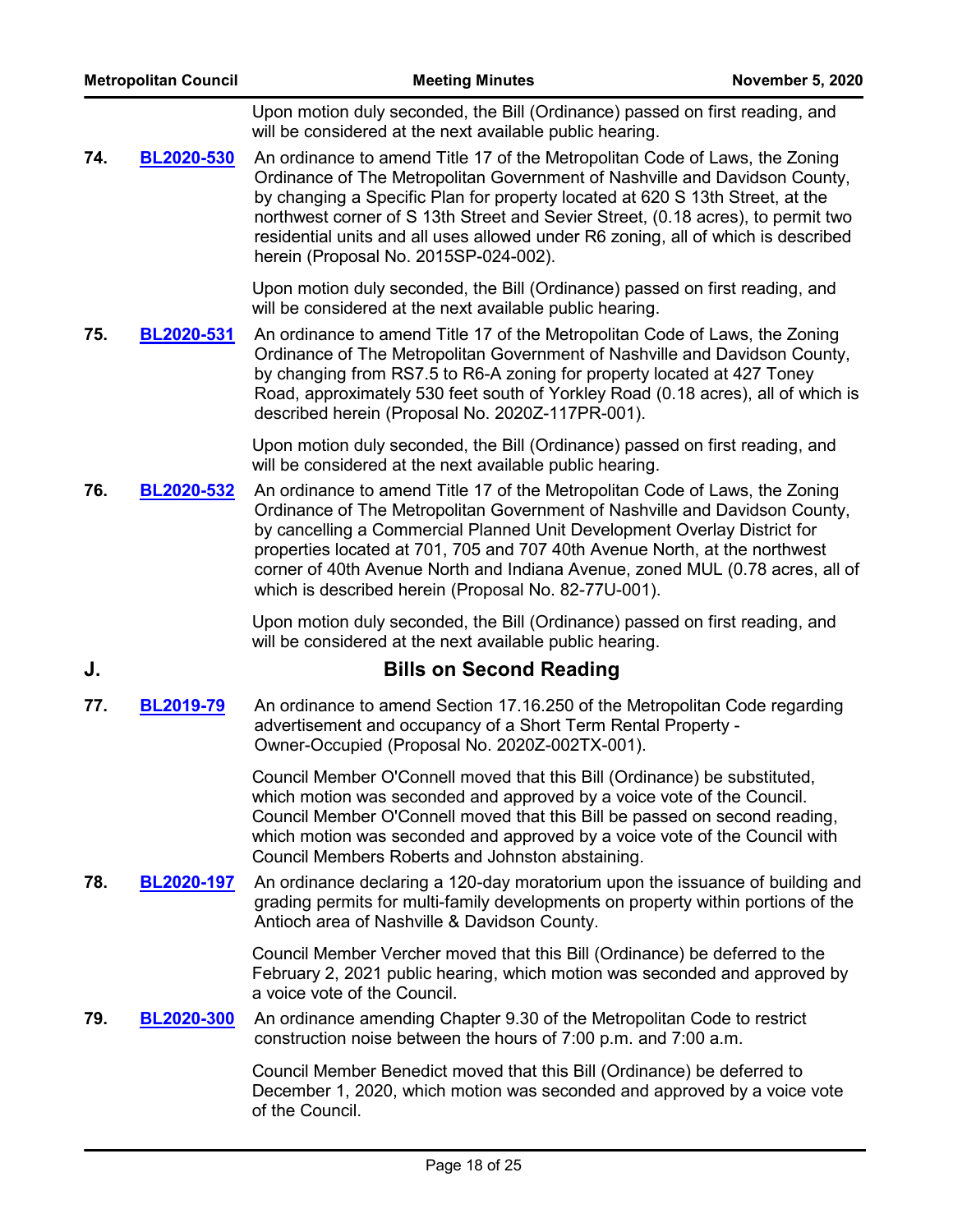Upon motion duly seconded, the Bill (Ordinance) passed on first reading, and will be considered at the next available public hearing.

**74.** **BL2020-530** An ordinance to amend Title 17 of the Metropolitan Code of Laws, the Zoning Ordinance of The Metropolitan Government of Nashville and Davidson County, by changing a Specific Plan for property located at 620 S 13th Street, at the northwest corner of S 13th Street and Sevier Street, (0.18 acres), to permit two residential units and all uses allowed under R6 zoning, all of which is described herein (Proposal No. 2015SP-024-002).

Upon motion duly seconded, the Bill (Ordinance) passed on first reading, and will be considered at the next available public hearing.

**75.** **BL2020-531** An ordinance to amend Title 17 of the Metropolitan Code of Laws, the Zoning Ordinance of The Metropolitan Government of Nashville and Davidson County, by changing from RS7.5 to R6-A zoning for property located at 427 Toney Road, approximately 530 feet south of Yorkley Road (0.18 acres), all of which is described herein (Proposal No. 2020Z-117PR-001).

Upon motion duly seconded, the Bill (Ordinance) passed on first reading, and will be considered at the next available public hearing.

**76.** **BL2020-532** An ordinance to amend Title 17 of the Metropolitan Code of Laws, the Zoning Ordinance of The Metropolitan Government of Nashville and Davidson County, by cancelling a Commercial Planned Unit Development Overlay District for properties located at 701, 705 and 707 40th Avenue North, at the northwest corner of 40th Avenue North and Indiana Avenue, zoned MUL (0.78 acres, all of which is described herein (Proposal No. 82-77U-001).

Upon motion duly seconded, the Bill (Ordinance) passed on first reading, and will be considered at the next available public hearing.

## J. Bills on Second Reading

**77.** **BL2019-79** An ordinance to amend Section 17.16.250 of the Metropolitan Code regarding advertisement and occupancy of a Short Term Rental Property - Owner-Occupied (Proposal No. 2020Z-002TX-001).

Council Member O'Connell moved that this Bill (Ordinance) be substituted, which motion was seconded and approved by a voice vote of the Council. Council Member O'Connell moved that this Bill be passed on second reading, which motion was seconded and approved by a voice vote of the Council with Council Members Roberts and Johnston abstaining.

**78.** **BL2020-197** An ordinance declaring a 120-day moratorium upon the issuance of building and grading permits for multi-family developments on property within portions of the Antioch area of Nashville & Davidson County.

Council Member Vercher moved that this Bill (Ordinance) be deferred to the February 2, 2021 public hearing, which motion was seconded and approved by a voice vote of the Council.

**79.** **BL2020-300** An ordinance amending Chapter 9.30 of the Metropolitan Code to restrict construction noise between the hours of 7:00 p.m. and 7:00 a.m.

Council Member Benedict moved that this Bill (Ordinance) be deferred to December 1, 2020, which motion was seconded and approved by a voice vote of the Council.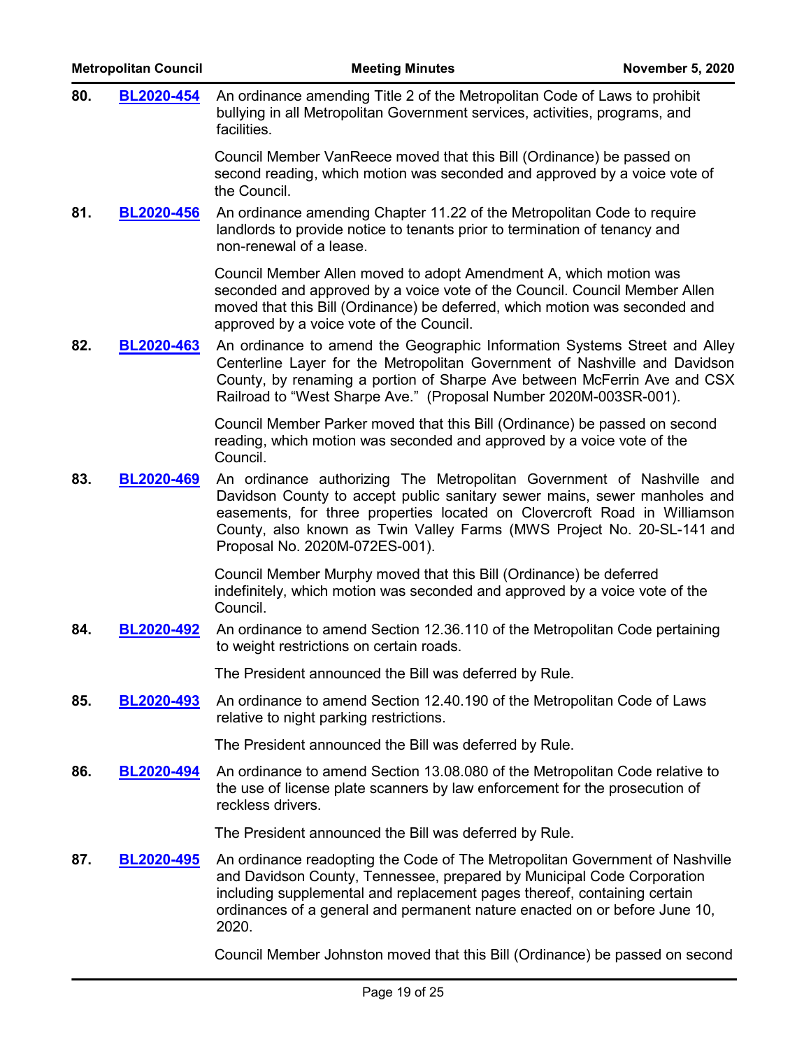**80. BL2020-454** An ordinance amending Title 2 of the Metropolitan Code of Laws to prohibit bullying in all Metropolitan Government services, activities, programs, and facilities.

Council Member VanReece moved that this Bill (Ordinance) be passed on second reading, which motion was seconded and approved by a voice vote of the Council.

**81. BL2020-456** An ordinance amending Chapter 11.22 of the Metropolitan Code to require landlords to provide notice to tenants prior to termination of tenancy and non-renewal of a lease.

Council Member Allen moved to adopt Amendment A, which motion was seconded and approved by a voice vote of the Council. Council Member Allen moved that this Bill (Ordinance) be deferred, which motion was seconded and approved by a voice vote of the Council.

**82. BL2020-463** An ordinance to amend the Geographic Information Systems Street and Alley Centerline Layer for the Metropolitan Government of Nashville and Davidson County, by renaming a portion of Sharpe Ave between McFerrin Ave and CSX Railroad to "West Sharpe Ave." (Proposal Number 2020M-003SR-001).

Council Member Parker moved that this Bill (Ordinance) be passed on second reading, which motion was seconded and approved by a voice vote of the Council.

**83. BL2020-469** An ordinance authorizing The Metropolitan Government of Nashville and Davidson County to accept public sanitary sewer mains, sewer manholes and easements, for three properties located on Clovercroft Road in Williamson County, also known as Twin Valley Farms (MWS Project No. 20-SL-141 and Proposal No. 2020M-072ES-001).

Council Member Murphy moved that this Bill (Ordinance) be deferred indefinitely, which motion was seconded and approved by a voice vote of the Council.

**84. BL2020-492** An ordinance to amend Section 12.36.110 of the Metropolitan Code pertaining to weight restrictions on certain roads.

The President announced the Bill was deferred by Rule.

**85. BL2020-493** An ordinance to amend Section 12.40.190 of the Metropolitan Code of Laws relative to night parking restrictions.

The President announced the Bill was deferred by Rule.

**86. BL2020-494** An ordinance to amend Section 13.08.080 of the Metropolitan Code relative to the use of license plate scanners by law enforcement for the prosecution of reckless drivers.

The President announced the Bill was deferred by Rule.

**87. BL2020-495** An ordinance readopting the Code of The Metropolitan Government of Nashville and Davidson County, Tennessee, prepared by Municipal Code Corporation including supplemental and replacement pages thereof, containing certain ordinances of a general and permanent nature enacted on or before June 10, 2020.

Council Member Johnston moved that this Bill (Ordinance) be passed on second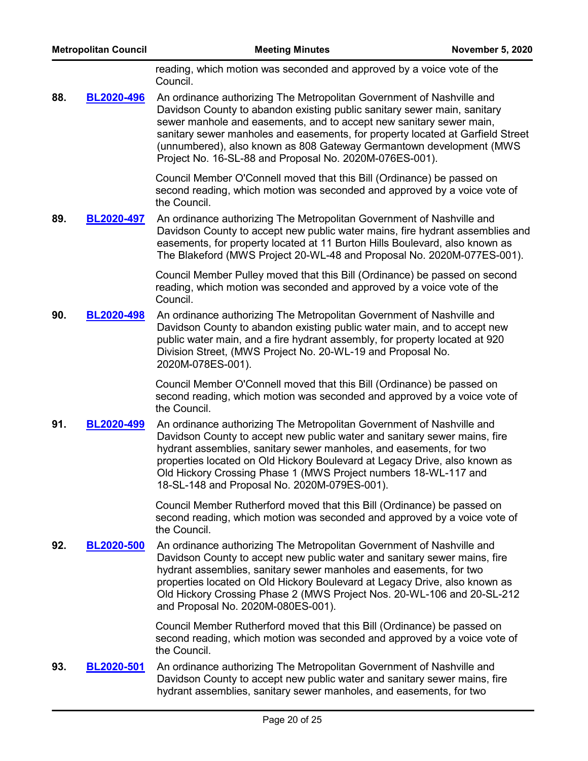reading, which motion was seconded and approved by a voice vote of the Council.

**88. BL2020-496** An ordinance authorizing The Metropolitan Government of Nashville and Davidson County to abandon existing public sanitary sewer main, sanitary sewer manhole and easements, and to accept new sanitary sewer main, sanitary sewer manholes and easements, for property located at Garfield Street (unnumbered), also known as 808 Gateway Germantown development (MWS Project No. 16-SL-88 and Proposal No. 2020M-076ES-001).

Council Member O'Connell moved that this Bill (Ordinance) be passed on second reading, which motion was seconded and approved by a voice vote of the Council.

**89. BL2020-497** An ordinance authorizing The Metropolitan Government of Nashville and Davidson County to accept new public water mains, fire hydrant assemblies and easements, for property located at 11 Burton Hills Boulevard, also known as The Blakeford (MWS Project 20-WL-48 and Proposal No. 2020M-077ES-001).

Council Member Pulley moved that this Bill (Ordinance) be passed on second reading, which motion was seconded and approved by a voice vote of the Council.

**90. BL2020-498** An ordinance authorizing The Metropolitan Government of Nashville and Davidson County to abandon existing public water main, and to accept new public water main, and a fire hydrant assembly, for property located at 920 Division Street, (MWS Project No. 20-WL-19 and Proposal No. 2020M-078ES-001).

Council Member O'Connell moved that this Bill (Ordinance) be passed on second reading, which motion was seconded and approved by a voice vote of the Council.

**91. BL2020-499** An ordinance authorizing The Metropolitan Government of Nashville and Davidson County to accept new public water and sanitary sewer mains, fire hydrant assemblies, sanitary sewer manholes, and easements, for two properties located on Old Hickory Boulevard at Legacy Drive, also known as Old Hickory Crossing Phase 1 (MWS Project numbers 18-WL-117 and 18-SL-148 and Proposal No. 2020M-079ES-001).

Council Member Rutherford moved that this Bill (Ordinance) be passed on second reading, which motion was seconded and approved by a voice vote of the Council.

**92. BL2020-500** An ordinance authorizing The Metropolitan Government of Nashville and Davidson County to accept new public water and sanitary sewer mains, fire hydrant assemblies, sanitary sewer manholes and easements, for two properties located on Old Hickory Boulevard at Legacy Drive, also known as Old Hickory Crossing Phase 2 (MWS Project Nos. 20-WL-106 and 20-SL-212 and Proposal No. 2020M-080ES-001).

Council Member Rutherford moved that this Bill (Ordinance) be passed on second reading, which motion was seconded and approved by a voice vote of the Council.

**93. BL2020-501** An ordinance authorizing The Metropolitan Government of Nashville and Davidson County to accept new public water and sanitary sewer mains, fire hydrant assemblies, sanitary sewer manholes, and easements, for two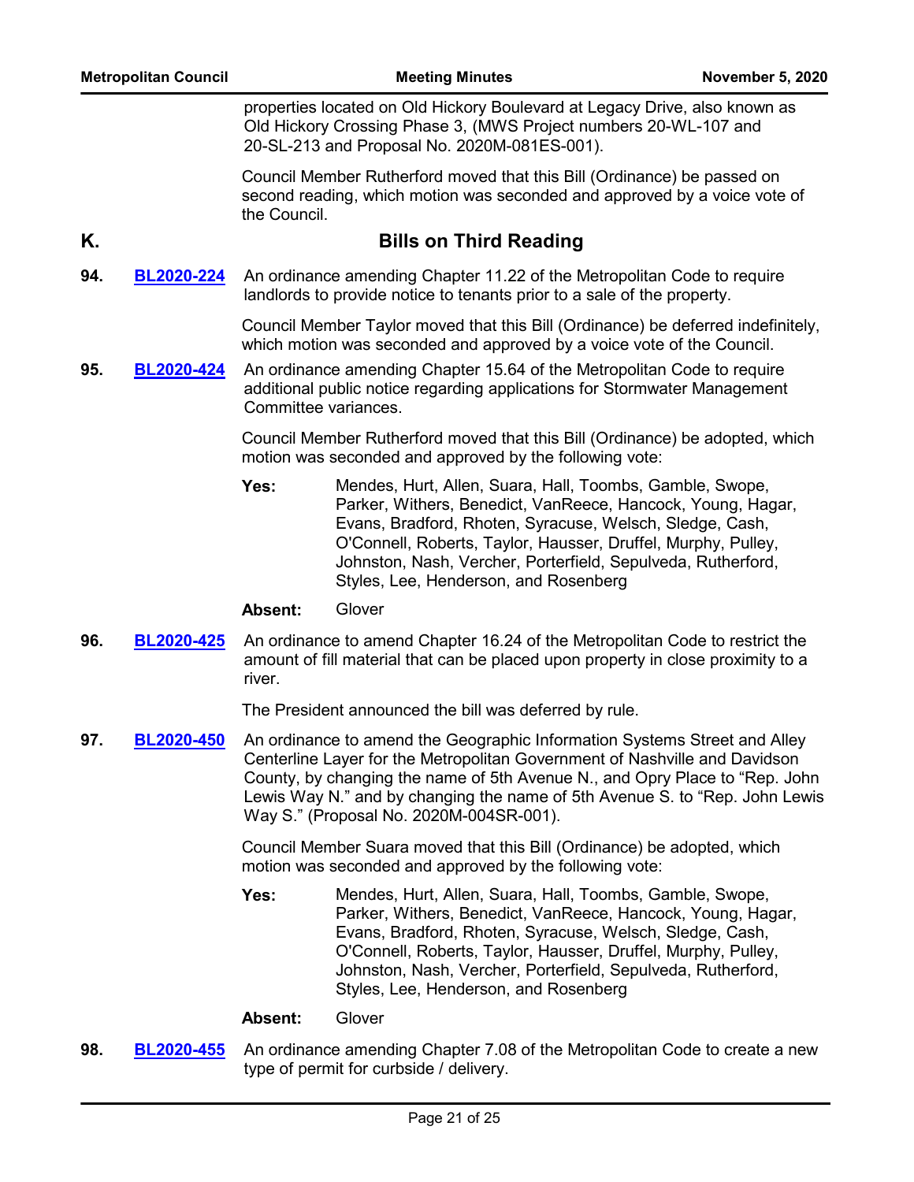properties located on Old Hickory Boulevard at Legacy Drive, also known as Old Hickory Crossing Phase 3, (MWS Project numbers 20-WL-107 and 20-SL-213 and Proposal No. 2020M-081ES-001).

Council Member Rutherford moved that this Bill (Ordinance) be passed on second reading, which motion was seconded and approved by a voice vote of the Council.

## K. Bills on Third Reading

**94. BL2020-224** An ordinance amending Chapter 11.22 of the Metropolitan Code to require landlords to provide notice to tenants prior to a sale of the property.

Council Member Taylor moved that this Bill (Ordinance) be deferred indefinitely, which motion was seconded and approved by a voice vote of the Council.

**95. BL2020-424** An ordinance amending Chapter 15.64 of the Metropolitan Code to require additional public notice regarding applications for Stormwater Management Committee variances.

Council Member Rutherford moved that this Bill (Ordinance) be adopted, which motion was seconded and approved by the following vote:

**Yes:** Mendes, Hurt, Allen, Suara, Hall, Toombs, Gamble, Swope, Parker, Withers, Benedict, VanReece, Hancock, Young, Hagar, Evans, Bradford, Rhoten, Syracuse, Welsch, Sledge, Cash, O'Connell, Roberts, Taylor, Hausser, Druffel, Murphy, Pulley, Johnston, Nash, Vercher, Porterfield, Sepulveda, Rutherford, Styles, Lee, Henderson, and Rosenberg

**Absent:** Glover

**96. BL2020-425** An ordinance to amend Chapter 16.24 of the Metropolitan Code to restrict the amount of fill material that can be placed upon property in close proximity to a river.

The President announced the bill was deferred by rule.

**97. BL2020-450** An ordinance to amend the Geographic Information Systems Street and Alley Centerline Layer for the Metropolitan Government of Nashville and Davidson County, by changing the name of 5th Avenue N., and Opry Place to "Rep. John Lewis Way N." and by changing the name of 5th Avenue S. to "Rep. John Lewis Way S." (Proposal No. 2020M-004SR-001).

Council Member Suara moved that this Bill (Ordinance) be adopted, which motion was seconded and approved by the following vote:

**Yes:** Mendes, Hurt, Allen, Suara, Hall, Toombs, Gamble, Swope, Parker, Withers, Benedict, VanReece, Hancock, Young, Hagar, Evans, Bradford, Rhoten, Syracuse, Welsch, Sledge, Cash, O'Connell, Roberts, Taylor, Hausser, Druffel, Murphy, Pulley, Johnston, Nash, Vercher, Porterfield, Sepulveda, Rutherford, Styles, Lee, Henderson, and Rosenberg

**Absent:** Glover

**98. BL2020-455** An ordinance amending Chapter 7.08 of the Metropolitan Code to create a new type of permit for curbside / delivery.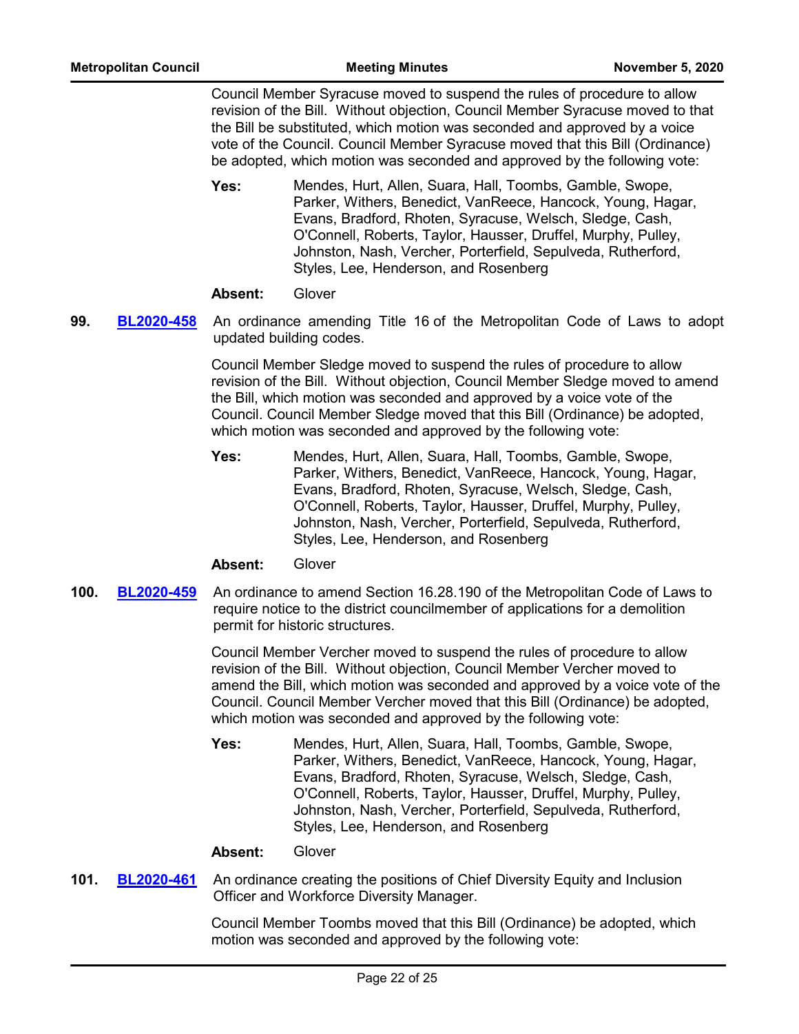Council Member Syracuse moved to suspend the rules of procedure to allow revision of the Bill. Without objection, Council Member Syracuse moved to that the Bill be substituted, which motion was seconded and approved by a voice vote of the Council. Council Member Syracuse moved that this Bill (Ordinance) be adopted, which motion was seconded and approved by the following vote:

**Yes:** Mendes, Hurt, Allen, Suara, Hall, Toombs, Gamble, Swope, Parker, Withers, Benedict, VanReece, Hancock, Young, Hagar, Evans, Bradford, Rhoten, Syracuse, Welsch, Sledge, Cash, O'Connell, Roberts, Taylor, Hausser, Druffel, Murphy, Pulley, Johnston, Nash, Vercher, Porterfield, Sepulveda, Rutherford, Styles, Lee, Henderson, and Rosenberg

**Absent:** Glover

**99. BL2020-458** An ordinance amending Title 16 of the Metropolitan Code of Laws to adopt updated building codes.

Council Member Sledge moved to suspend the rules of procedure to allow revision of the Bill. Without objection, Council Member Sledge moved to amend the Bill, which motion was seconded and approved by a voice vote of the Council. Council Member Sledge moved that this Bill (Ordinance) be adopted, which motion was seconded and approved by the following vote:

**Yes:** Mendes, Hurt, Allen, Suara, Hall, Toombs, Gamble, Swope, Parker, Withers, Benedict, VanReece, Hancock, Young, Hagar, Evans, Bradford, Rhoten, Syracuse, Welsch, Sledge, Cash, O'Connell, Roberts, Taylor, Hausser, Druffel, Murphy, Pulley, Johnston, Nash, Vercher, Porterfield, Sepulveda, Rutherford, Styles, Lee, Henderson, and Rosenberg

**Absent:** Glover

**100. BL2020-459** An ordinance to amend Section 16.28.190 of the Metropolitan Code of Laws to require notice to the district councilmember of applications for a demolition permit for historic structures.

Council Member Vercher moved to suspend the rules of procedure to allow revision of the Bill. Without objection, Council Member Vercher moved to amend the Bill, which motion was seconded and approved by a voice vote of the Council. Council Member Vercher moved that this Bill (Ordinance) be adopted, which motion was seconded and approved by the following vote:

**Yes:** Mendes, Hurt, Allen, Suara, Hall, Toombs, Gamble, Swope, Parker, Withers, Benedict, VanReece, Hancock, Young, Hagar, Evans, Bradford, Rhoten, Syracuse, Welsch, Sledge, Cash, O'Connell, Roberts, Taylor, Hausser, Druffel, Murphy, Pulley, Johnston, Nash, Vercher, Porterfield, Sepulveda, Rutherford, Styles, Lee, Henderson, and Rosenberg

**Absent:** Glover

**101. BL2020-461** An ordinance creating the positions of Chief Diversity Equity and Inclusion Officer and Workforce Diversity Manager.

Council Member Toombs moved that this Bill (Ordinance) be adopted, which motion was seconded and approved by the following vote: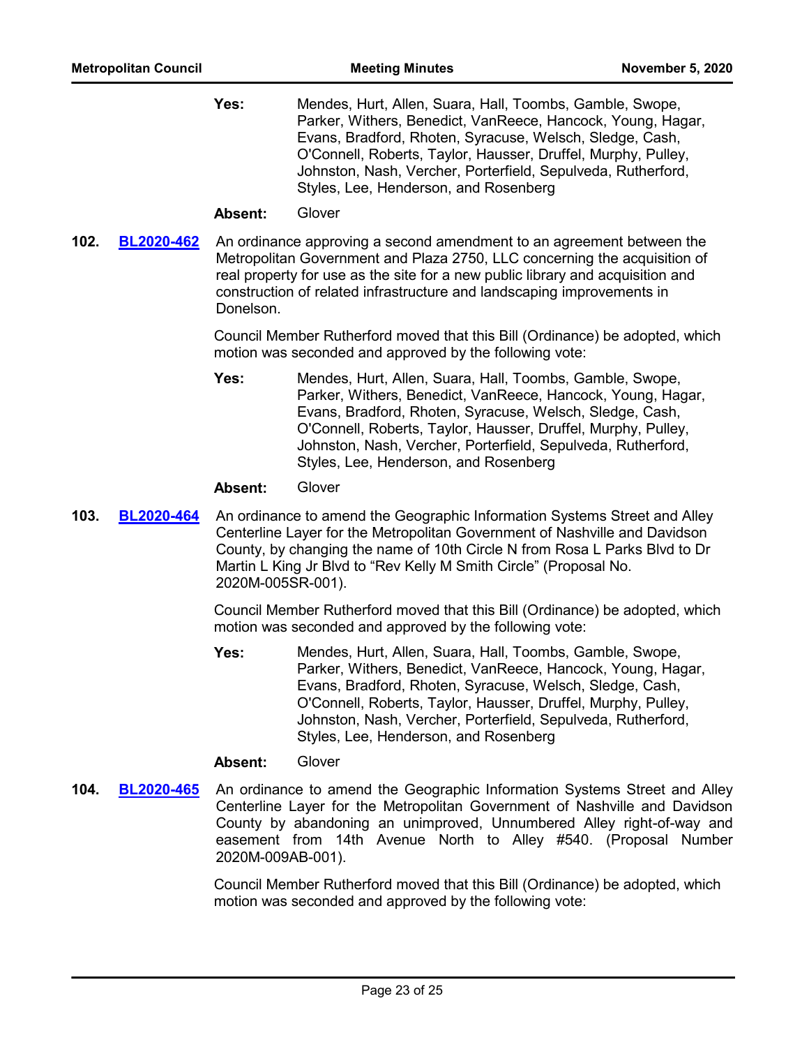**Yes:** Mendes, Hurt, Allen, Suara, Hall, Toombs, Gamble, Swope, Parker, Withers, Benedict, VanReece, Hancock, Young, Hagar, Evans, Bradford, Rhoten, Syracuse, Welsch, Sledge, Cash, O'Connell, Roberts, Taylor, Hausser, Druffel, Murphy, Pulley, Johnston, Nash, Vercher, Porterfield, Sepulveda, Rutherford, Styles, Lee, Henderson, and Rosenberg

**Absent:** Glover

**102.** **BL2020-462** An ordinance approving a second amendment to an agreement between the Metropolitan Government and Plaza 2750, LLC concerning the acquisition of real property for use as the site for a new public library and acquisition and construction of related infrastructure and landscaping improvements in Donelson.

Council Member Rutherford moved that this Bill (Ordinance) be adopted, which motion was seconded and approved by the following vote:

**Yes:** Mendes, Hurt, Allen, Suara, Hall, Toombs, Gamble, Swope, Parker, Withers, Benedict, VanReece, Hancock, Young, Hagar, Evans, Bradford, Rhoten, Syracuse, Welsch, Sledge, Cash, O'Connell, Roberts, Taylor, Hausser, Druffel, Murphy, Pulley, Johnston, Nash, Vercher, Porterfield, Sepulveda, Rutherford, Styles, Lee, Henderson, and Rosenberg

**Absent:** Glover

**103.** **BL2020-464** An ordinance to amend the Geographic Information Systems Street and Alley Centerline Layer for the Metropolitan Government of Nashville and Davidson County, by changing the name of 10th Circle N from Rosa L Parks Blvd to Dr Martin L King Jr Blvd to “Rev Kelly M Smith Circle” (Proposal No. 2020M-005SR-001).

Council Member Rutherford moved that this Bill (Ordinance) be adopted, which motion was seconded and approved by the following vote:

**Yes:** Mendes, Hurt, Allen, Suara, Hall, Toombs, Gamble, Swope, Parker, Withers, Benedict, VanReece, Hancock, Young, Hagar, Evans, Bradford, Rhoten, Syracuse, Welsch, Sledge, Cash, O'Connell, Roberts, Taylor, Hausser, Druffel, Murphy, Pulley, Johnston, Nash, Vercher, Porterfield, Sepulveda, Rutherford, Styles, Lee, Henderson, and Rosenberg

**Absent:** Glover

**104.** **BL2020-465** An ordinance to amend the Geographic Information Systems Street and Alley Centerline Layer for the Metropolitan Government of Nashville and Davidson County by abandoning an unimproved, Unnumbered Alley right-of-way and easement from 14th Avenue North to Alley #540. (Proposal Number 2020M-009AB-001).

Council Member Rutherford moved that this Bill (Ordinance) be adopted, which motion was seconded and approved by the following vote: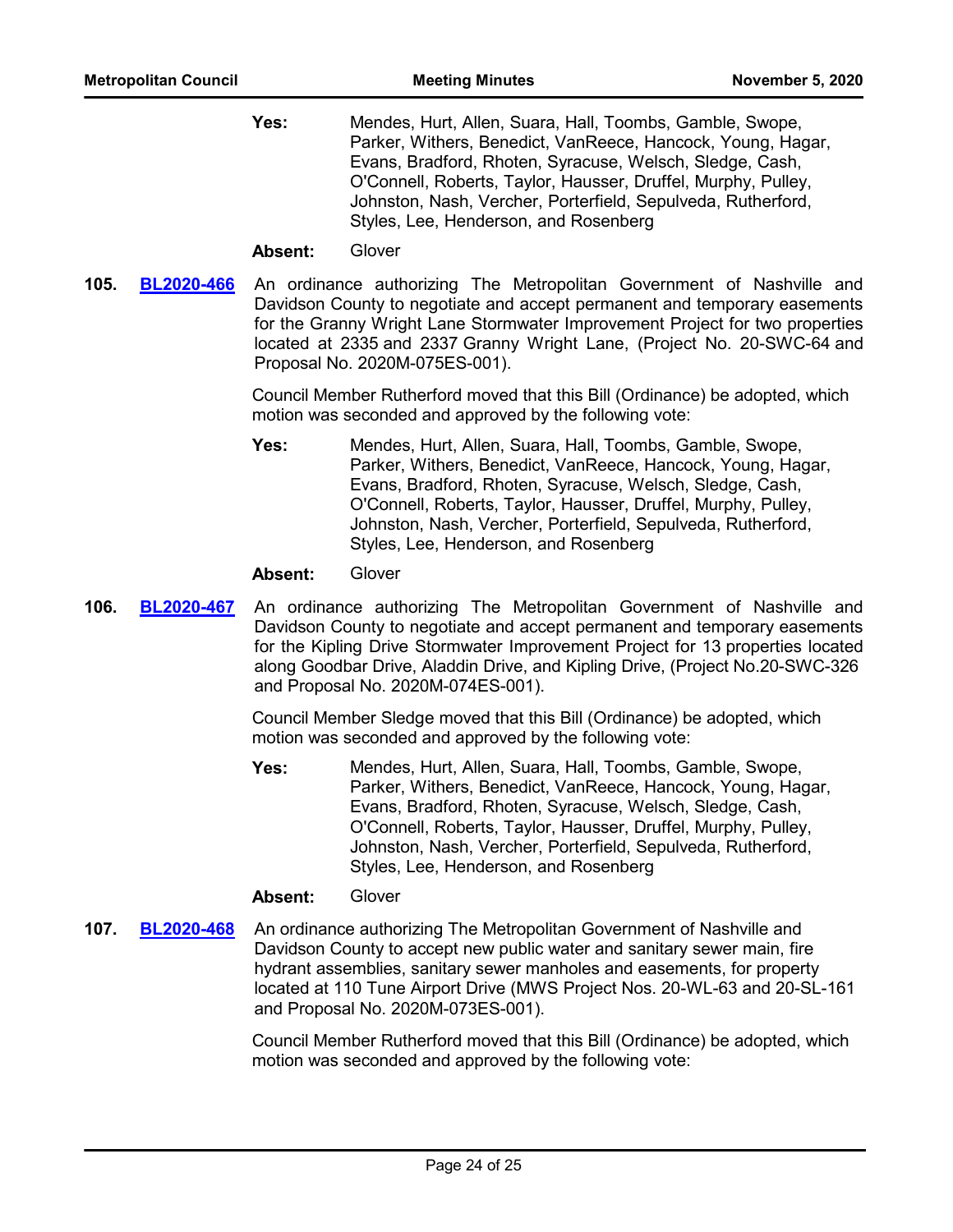**Yes:** Mendes, Hurt, Allen, Suara, Hall, Toombs, Gamble, Swope, Parker, Withers, Benedict, VanReece, Hancock, Young, Hagar, Evans, Bradford, Rhoten, Syracuse, Welsch, Sledge, Cash, O'Connell, Roberts, Taylor, Hausser, Druffel, Murphy, Pulley, Johnston, Nash, Vercher, Porterfield, Sepulveda, Rutherford, Styles, Lee, Henderson, and Rosenberg

**Absent:** Glover

**105. BL2020-466** An ordinance authorizing The Metropolitan Government of Nashville and Davidson County to negotiate and accept permanent and temporary easements for the Granny Wright Lane Stormwater Improvement Project for two properties located at 2335 and 2337 Granny Wright Lane, (Project No. 20-SWC-64 and Proposal No. 2020M-075ES-001).

Council Member Rutherford moved that this Bill (Ordinance) be adopted, which motion was seconded and approved by the following vote:

**Yes:** Mendes, Hurt, Allen, Suara, Hall, Toombs, Gamble, Swope, Parker, Withers, Benedict, VanReece, Hancock, Young, Hagar, Evans, Bradford, Rhoten, Syracuse, Welsch, Sledge, Cash, O'Connell, Roberts, Taylor, Hausser, Druffel, Murphy, Pulley, Johnston, Nash, Vercher, Porterfield, Sepulveda, Rutherford, Styles, Lee, Henderson, and Rosenberg

**Absent:** Glover

**106. BL2020-467** An ordinance authorizing The Metropolitan Government of Nashville and Davidson County to negotiate and accept permanent and temporary easements for the Kipling Drive Stormwater Improvement Project for 13 properties located along Goodbar Drive, Aladdin Drive, and Kipling Drive, (Project No.20-SWC-326 and Proposal No. 2020M-074ES-001).

Council Member Sledge moved that this Bill (Ordinance) be adopted, which motion was seconded and approved by the following vote:

**Yes:** Mendes, Hurt, Allen, Suara, Hall, Toombs, Gamble, Swope, Parker, Withers, Benedict, VanReece, Hancock, Young, Hagar, Evans, Bradford, Rhoten, Syracuse, Welsch, Sledge, Cash, O'Connell, Roberts, Taylor, Hausser, Druffel, Murphy, Pulley, Johnston, Nash, Vercher, Porterfield, Sepulveda, Rutherford, Styles, Lee, Henderson, and Rosenberg

**Absent:** Glover

**107. BL2020-468** An ordinance authorizing The Metropolitan Government of Nashville and Davidson County to accept new public water and sanitary sewer main, fire hydrant assemblies, sanitary sewer manholes and easements, for property located at 110 Tune Airport Drive (MWS Project Nos. 20-WL-63 and 20-SL-161 and Proposal No. 2020M-073ES-001).

Council Member Rutherford moved that this Bill (Ordinance) be adopted, which motion was seconded and approved by the following vote: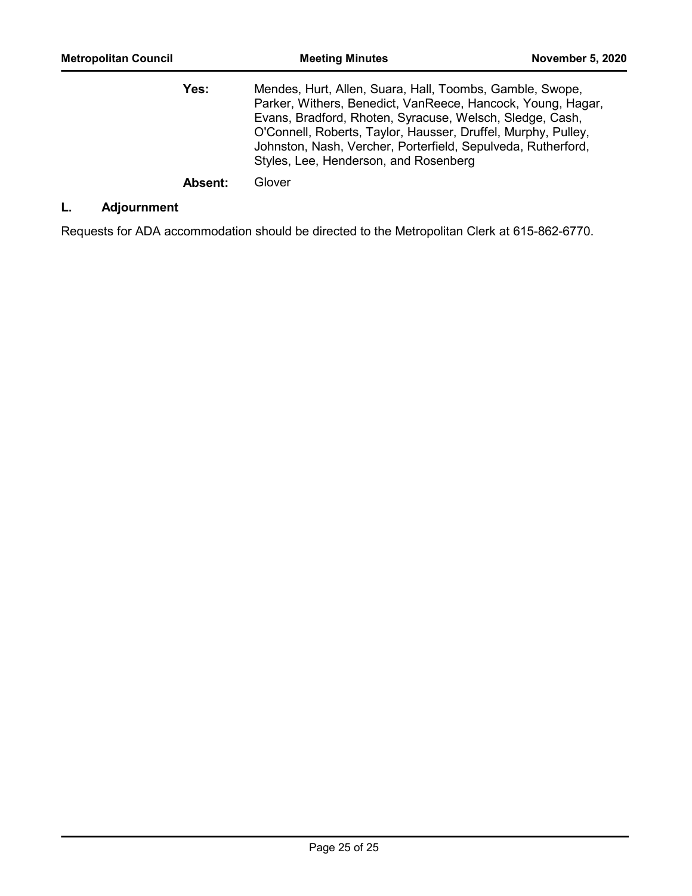**Yes:** Mendes, Hurt, Allen, Suara, Hall, Toombs, Gamble, Swope, Parker, Withers, Benedict, VanReece, Hancock, Young, Hagar, Evans, Bradford, Rhoten, Syracuse, Welsch, Sledge, Cash, O'Connell, Roberts, Taylor, Hausser, Druffel, Murphy, Pulley, Johnston, Nash, Vercher, Porterfield, Sepulveda, Rutherford, Styles, Lee, Henderson, and Rosenberg

**Absent:** Glover

## L. Adjournment

Requests for ADA accommodation should be directed to the Metropolitan Clerk at 615-862-6770.